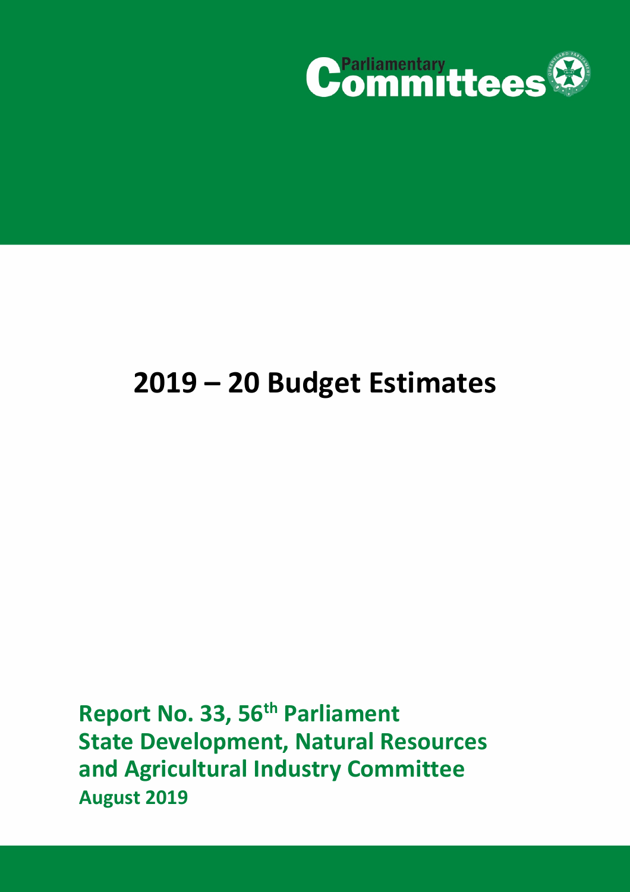Parliamentary Committees

# 2019 – 20 Budget Estimates

**Report No. 33, 56th Parliament**
**State Development, Natural Resources and Agricultural Industry Committee**
**August 2019**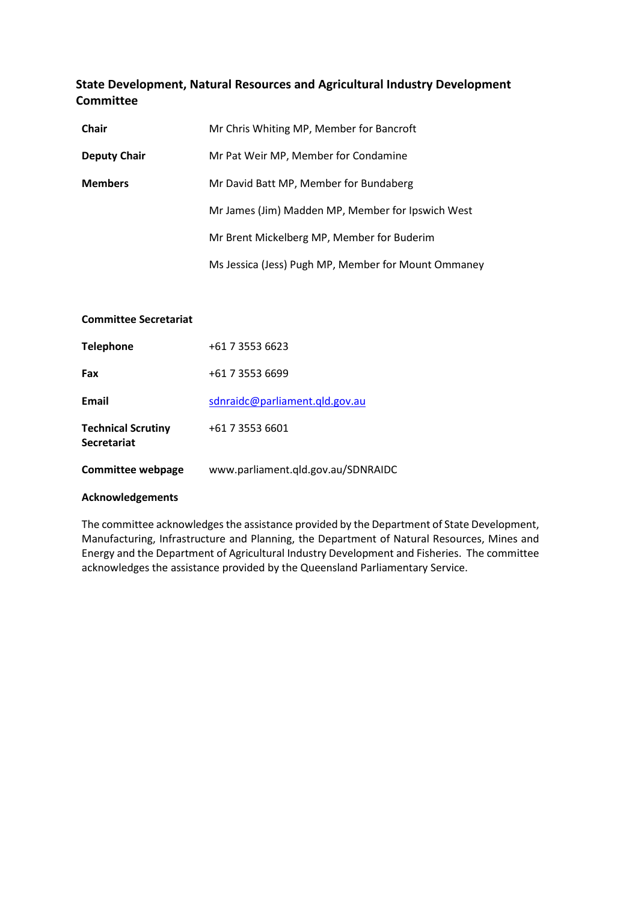## State Development, Natural Resources and Agricultural Industry Development Committee

| | |
|---|---|
| **Chair** | Mr Chris Whiting MP, Member for Bancroft |
| **Deputy Chair** | Mr Pat Weir MP, Member for Condamine |
| **Members** | Mr David Batt MP, Member for Bundaberg |
| | Mr James (Jim) Madden MP, Member for Ipswich West |
| | Mr Brent Mickelberg MP, Member for Buderim |
| | Ms Jessica (Jess) Pugh MP, Member for Mount Ommaney |

**Committee Secretariat**

| | |
|---|---|
| **Telephone** | +61 7 3553 6623 |
| **Fax** | +61 7 3553 6699 |
| **Email** | sdnraidc@parliament.qld.gov.au |
| **Technical Scrutiny Secretariat** | +61 7 3553 6601 |
| **Committee webpage** | www.parliament.qld.gov.au/SDNRAIDC |

**Acknowledgements**

The committee acknowledges the assistance provided by the Department of State Development, Manufacturing, Infrastructure and Planning, the Department of Natural Resources, Mines and Energy and the Department of Agricultural Industry Development and Fisheries. The committee acknowledges the assistance provided by the Queensland Parliamentary Service.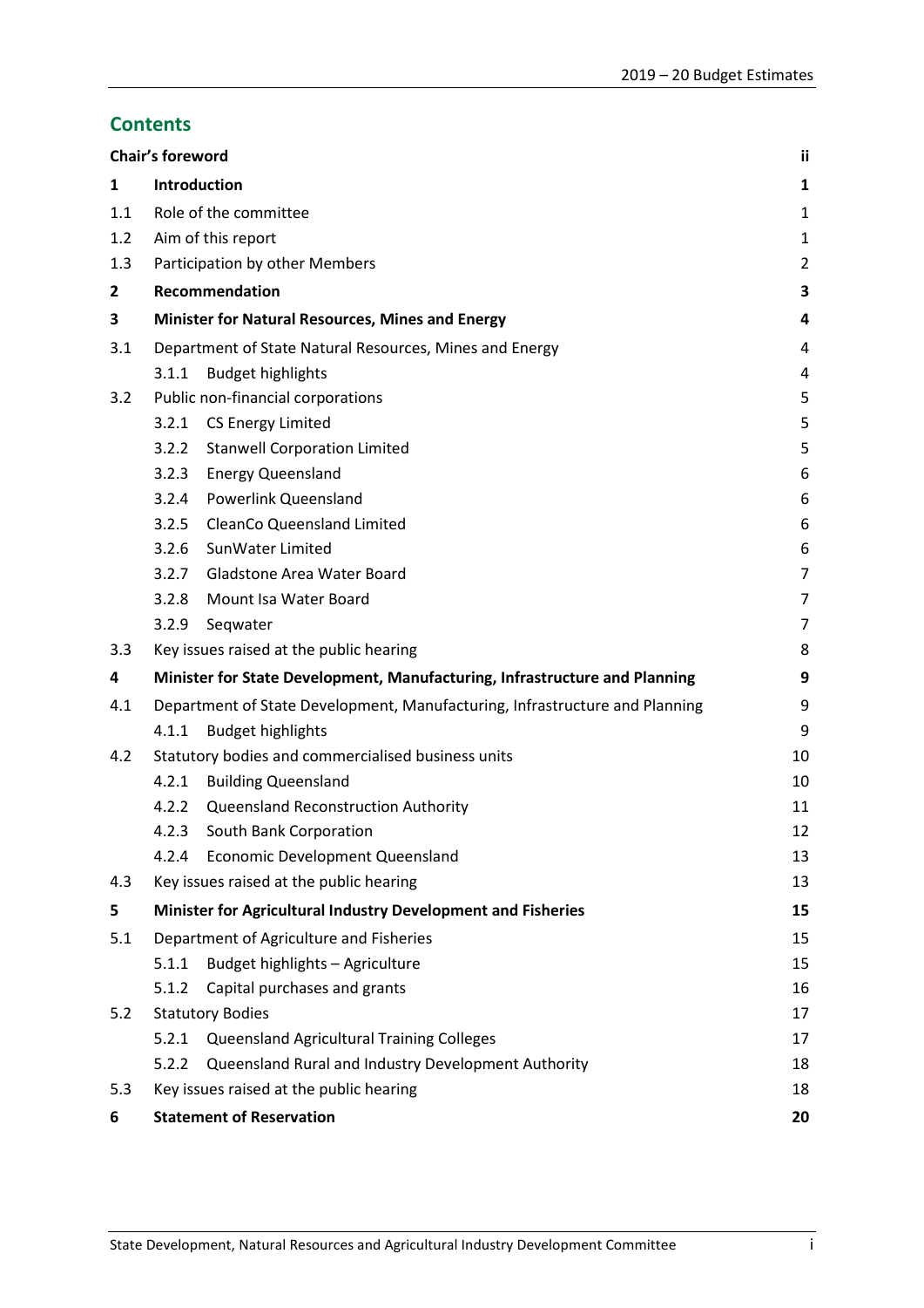## Contents

| | | |
|---|---|---|
| **Chair's foreword** | | **ii** |
| **1** | **Introduction** | **1** |
| 1.1 | Role of the committee | 1 |
| 1.2 | Aim of this report | 1 |
| 1.3 | Participation by other Members | 2 |
| **2** | **Recommendation** | **3** |
| **3** | **Minister for Natural Resources, Mines and Energy** | **4** |
| 3.1 | Department of State Natural Resources, Mines and Energy | 4 |
| | 3.1.1 Budget highlights | 4 |
| 3.2 | Public non-financial corporations | 5 |
| | 3.2.1 CS Energy Limited | 5 |
| | 3.2.2 Stanwell Corporation Limited | 5 |
| | 3.2.3 Energy Queensland | 6 |
| | 3.2.4 Powerlink Queensland | 6 |
| | 3.2.5 CleanCo Queensland Limited | 6 |
| | 3.2.6 SunWater Limited | 6 |
| | 3.2.7 Gladstone Area Water Board | 7 |
| | 3.2.8 Mount Isa Water Board | 7 |
| | 3.2.9 Seqwater | 7 |
| 3.3 | Key issues raised at the public hearing | 8 |
| **4** | **Minister for State Development, Manufacturing, Infrastructure and Planning** | **9** |
| 4.1 | Department of State Development, Manufacturing, Infrastructure and Planning | 9 |
| | 4.1.1 Budget highlights | 9 |
| 4.2 | Statutory bodies and commercialised business units | 10 |
| | 4.2.1 Building Queensland | 10 |
| | 4.2.2 Queensland Reconstruction Authority | 11 |
| | 4.2.3 South Bank Corporation | 12 |
| | 4.2.4 Economic Development Queensland | 13 |
| 4.3 | Key issues raised at the public hearing | 13 |
| **5** | **Minister for Agricultural Industry Development and Fisheries** | **15** |
| 5.1 | Department of Agriculture and Fisheries | 15 |
| | 5.1.1 Budget highlights – Agriculture | 15 |
| | 5.1.2 Capital purchases and grants | 16 |
| 5.2 | Statutory Bodies | 17 |
| | 5.2.1 Queensland Agricultural Training Colleges | 17 |
| | 5.2.2 Queensland Rural and Industry Development Authority | 18 |
| 5.3 | Key issues raised at the public hearing | 18 |
| **6** | **Statement of Reservation** | **20** |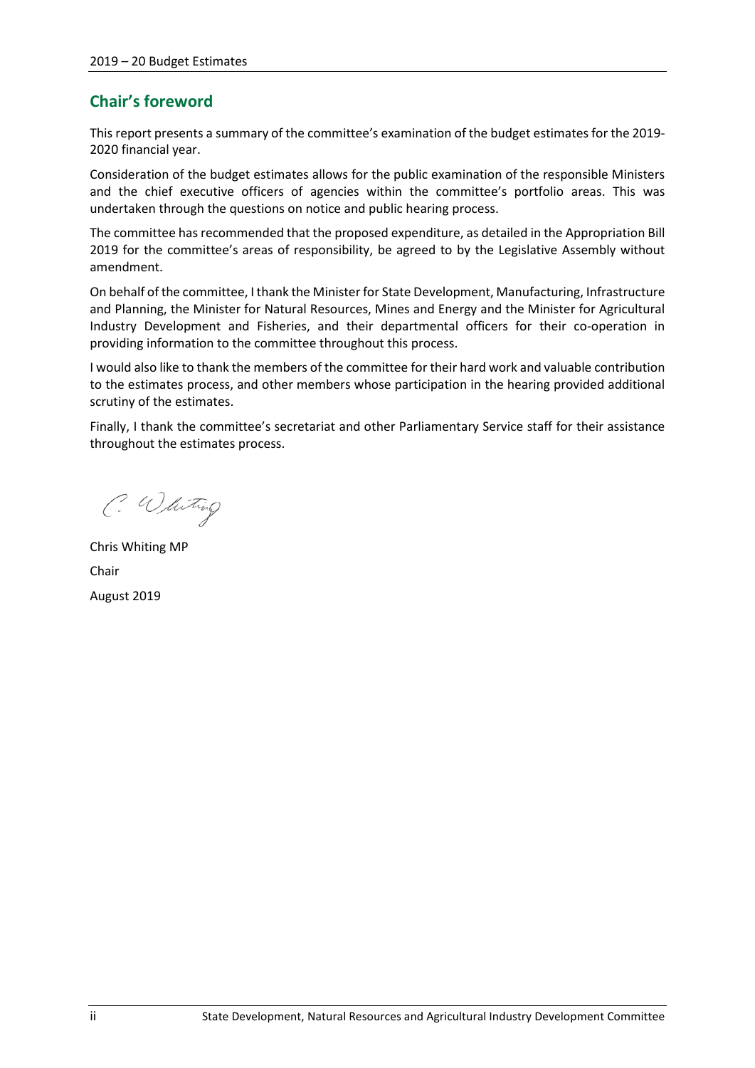## Chair's foreword

This report presents a summary of the committee's examination of the budget estimates for the 2019-2020 financial year.

Consideration of the budget estimates allows for the public examination of the responsible Ministers and the chief executive officers of agencies within the committee's portfolio areas. This was undertaken through the questions on notice and public hearing process.

The committee has recommended that the proposed expenditure, as detailed in the Appropriation Bill 2019 for the committee's areas of responsibility, be agreed to by the Legislative Assembly without amendment.

On behalf of the committee, I thank the Minister for State Development, Manufacturing, Infrastructure and Planning, the Minister for Natural Resources, Mines and Energy and the Minister for Agricultural Industry Development and Fisheries, and their departmental officers for their co-operation in providing information to the committee throughout this process.

I would also like to thank the members of the committee for their hard work and valuable contribution to the estimates process, and other members whose participation in the hearing provided additional scrutiny of the estimates.

Finally, I thank the committee's secretariat and other Parliamentary Service staff for their assistance throughout the estimates process.

C. Whiting

Chris Whiting MP

Chair

August 2019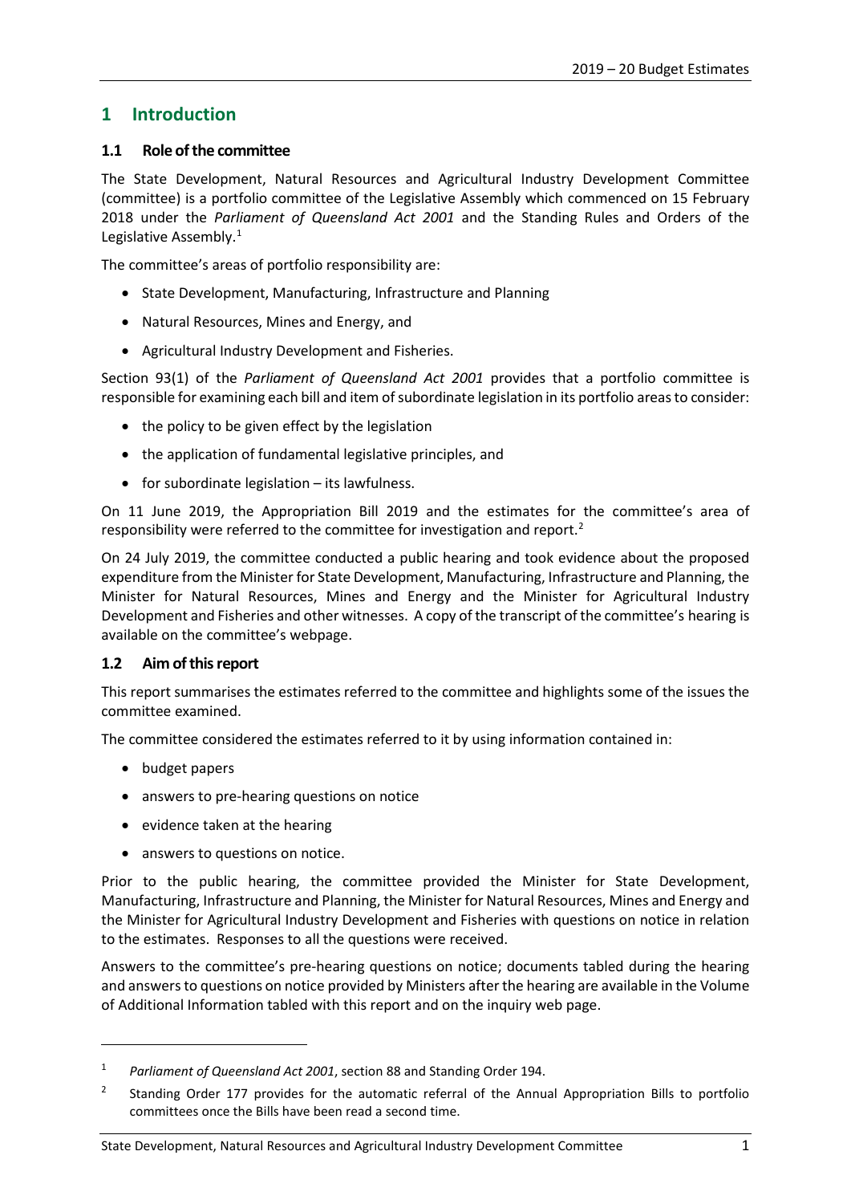# 1 Introduction

## 1.1 Role of the committee

The State Development, Natural Resources and Agricultural Industry Development Committee (committee) is a portfolio committee of the Legislative Assembly which commenced on 15 February 2018 under the *Parliament of Queensland Act 2001* and the Standing Rules and Orders of the Legislative Assembly.[1]

The committee's areas of portfolio responsibility are:

- State Development, Manufacturing, Infrastructure and Planning
- Natural Resources, Mines and Energy, and
- Agricultural Industry Development and Fisheries.

Section 93(1) of the *Parliament of Queensland Act 2001* provides that a portfolio committee is responsible for examining each bill and item of subordinate legislation in its portfolio areas to consider:

- the policy to be given effect by the legislation
- the application of fundamental legislative principles, and
- for subordinate legislation – its lawfulness.

On 11 June 2019, the Appropriation Bill 2019 and the estimates for the committee's area of responsibility were referred to the committee for investigation and report.[2]

On 24 July 2019, the committee conducted a public hearing and took evidence about the proposed expenditure from the Minister for State Development, Manufacturing, Infrastructure and Planning, the Minister for Natural Resources, Mines and Energy and the Minister for Agricultural Industry Development and Fisheries and other witnesses. A copy of the transcript of the committee's hearing is available on the committee's webpage.

## 1.2 Aim of this report

This report summarises the estimates referred to the committee and highlights some of the issues the committee examined.

The committee considered the estimates referred to it by using information contained in:

- budget papers
- answers to pre-hearing questions on notice
- evidence taken at the hearing
- answers to questions on notice.

Prior to the public hearing, the committee provided the Minister for State Development, Manufacturing, Infrastructure and Planning, the Minister for Natural Resources, Mines and Energy and the Minister for Agricultural Industry Development and Fisheries with questions on notice in relation to the estimates. Responses to all the questions were received.

Answers to the committee's pre-hearing questions on notice; documents tabled during the hearing and answers to questions on notice provided by Ministers after the hearing are available in the Volume of Additional Information tabled with this report and on the inquiry web page.

---

[1] *Parliament of Queensland Act 2001*, section 88 and Standing Order 194.

[2] Standing Order 177 provides for the automatic referral of the Annual Appropriation Bills to portfolio committees once the Bills have been read a second time.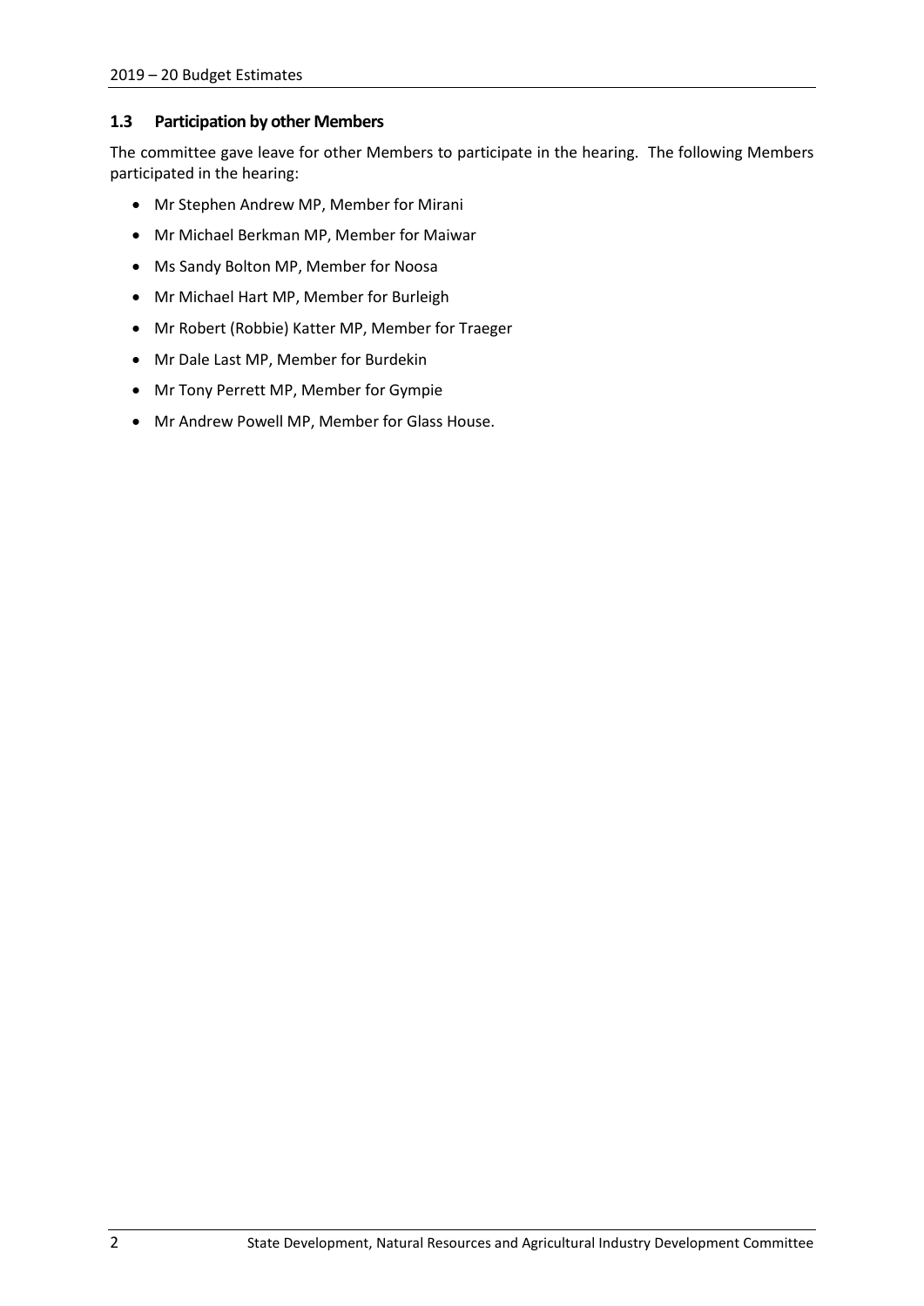## 1.3 Participation by other Members

The committee gave leave for other Members to participate in the hearing. The following Members participated in the hearing:

- Mr Stephen Andrew MP, Member for Mirani
- Mr Michael Berkman MP, Member for Maiwar
- Ms Sandy Bolton MP, Member for Noosa
- Mr Michael Hart MP, Member for Burleigh
- Mr Robert (Robbie) Katter MP, Member for Traeger
- Mr Dale Last MP, Member for Burdekin
- Mr Tony Perrett MP, Member for Gympie
- Mr Andrew Powell MP, Member for Glass House.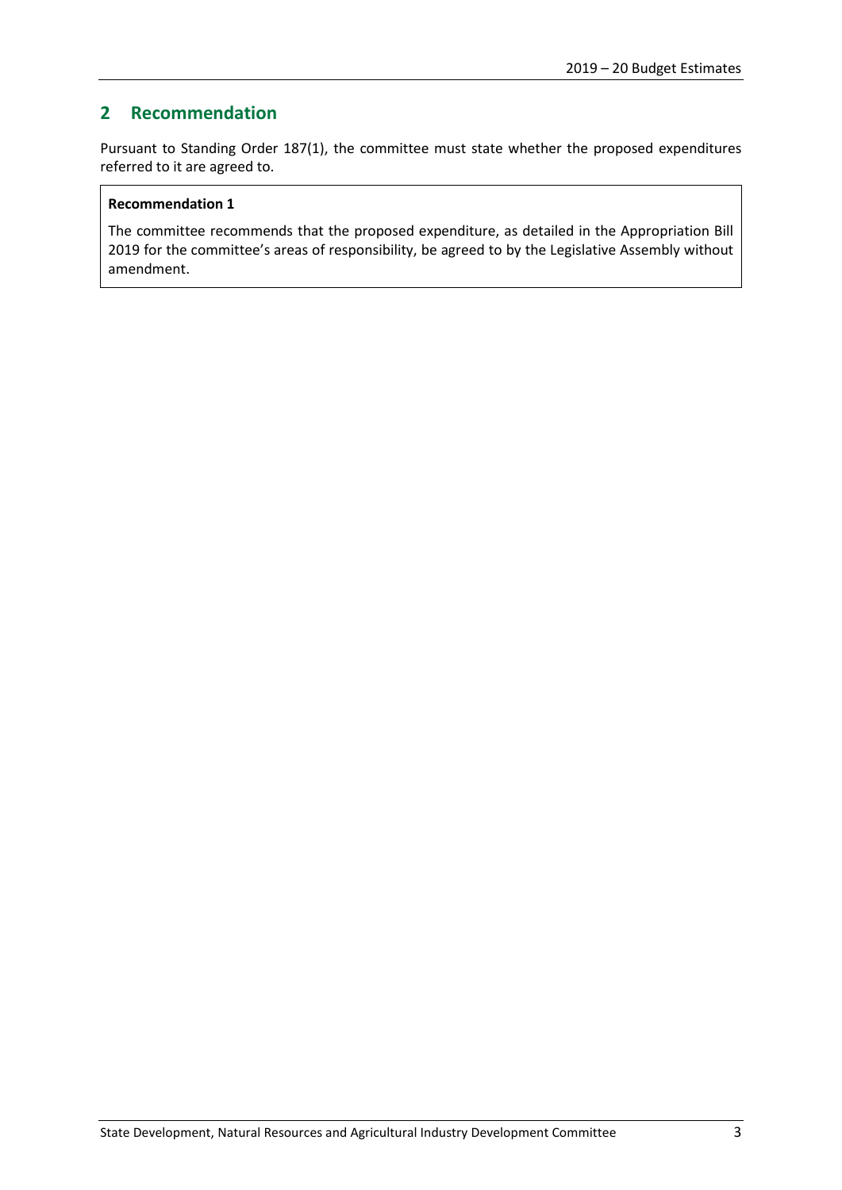## 2 Recommendation

Pursuant to Standing Order 187(1), the committee must state whether the proposed expenditures referred to it are agreed to.

> **Recommendation 1**
>
> The committee recommends that the proposed expenditure, as detailed in the Appropriation Bill 2019 for the committee's areas of responsibility, be agreed to by the Legislative Assembly without amendment.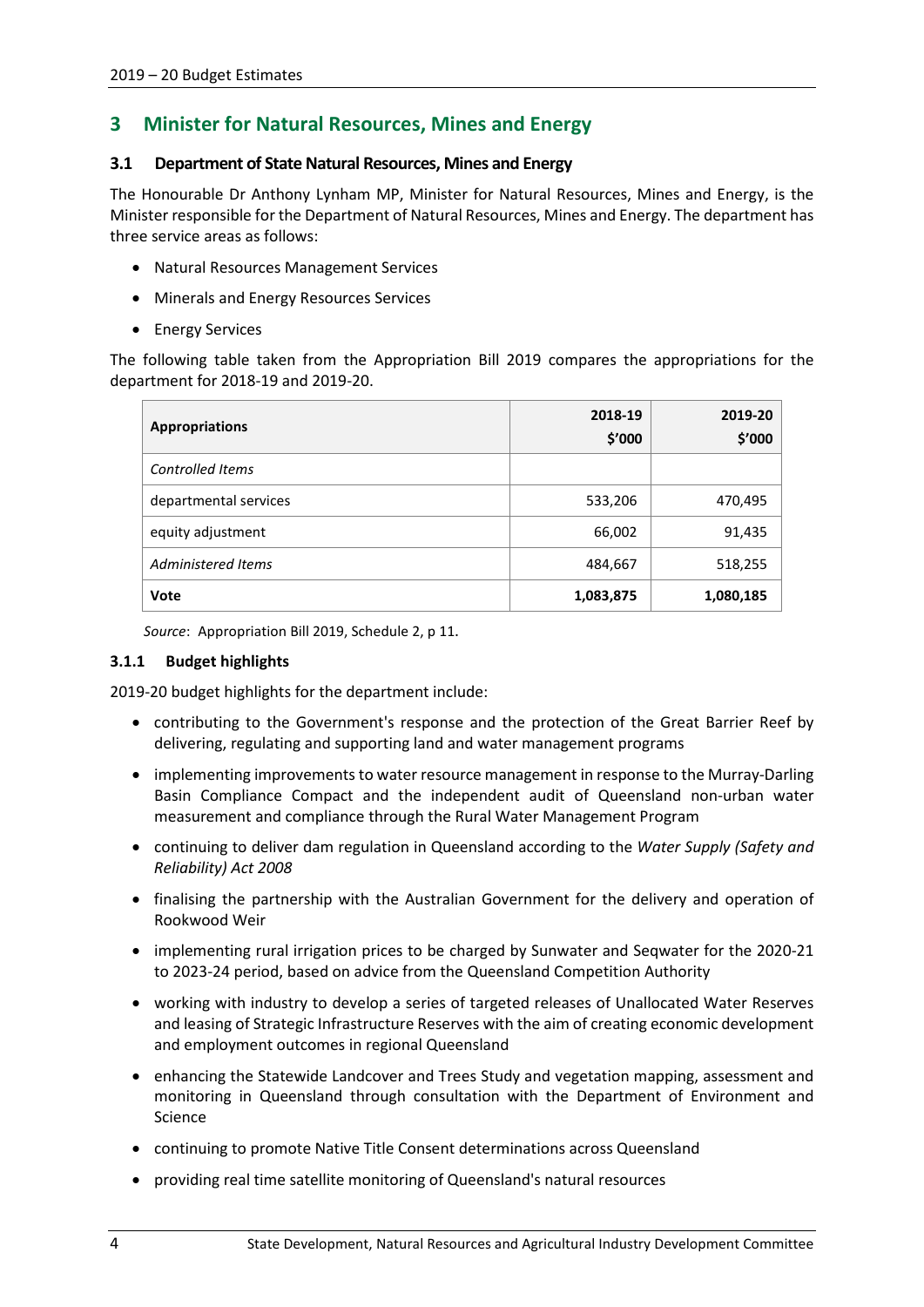## 3 Minister for Natural Resources, Mines and Energy

### 3.1 Department of State Natural Resources, Mines and Energy

The Honourable Dr Anthony Lynham MP, Minister for Natural Resources, Mines and Energy, is the Minister responsible for the Department of Natural Resources, Mines and Energy. The department has three service areas as follows:

- Natural Resources Management Services
- Minerals and Energy Resources Services
- Energy Services

The following table taken from the Appropriation Bill 2019 compares the appropriations for the department for 2018-19 and 2019-20.

| Appropriations | 2018-19 $'000 | 2019-20 $'000 |
|---|---|---|
| *Controlled Items* | | |
| departmental services | 533,206 | 470,495 |
| equity adjustment | 66,002 | 91,435 |
| *Administered Items* | 484,667 | 518,255 |
| **Vote** | **1,083,875** | **1,080,185** |

*Source*: Appropriation Bill 2019, Schedule 2, p 11.

#### 3.1.1 Budget highlights

2019-20 budget highlights for the department include:

- contributing to the Government's response and the protection of the Great Barrier Reef by delivering, regulating and supporting land and water management programs
- implementing improvements to water resource management in response to the Murray-Darling Basin Compliance Compact and the independent audit of Queensland non-urban water measurement and compliance through the Rural Water Management Program
- continuing to deliver dam regulation in Queensland according to the *Water Supply (Safety and Reliability) Act 2008*
- finalising the partnership with the Australian Government for the delivery and operation of Rookwood Weir
- implementing rural irrigation prices to be charged by Sunwater and Seqwater for the 2020-21 to 2023-24 period, based on advice from the Queensland Competition Authority
- working with industry to develop a series of targeted releases of Unallocated Water Reserves and leasing of Strategic Infrastructure Reserves with the aim of creating economic development and employment outcomes in regional Queensland
- enhancing the Statewide Landcover and Trees Study and vegetation mapping, assessment and monitoring in Queensland through consultation with the Department of Environment and Science
- continuing to promote Native Title Consent determinations across Queensland
- providing real time satellite monitoring of Queensland's natural resources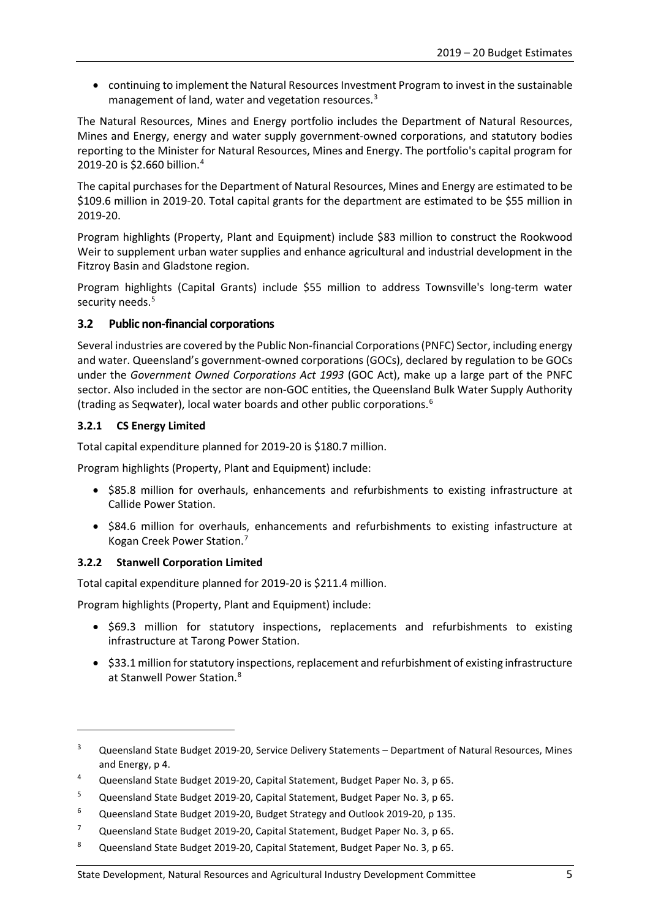- continuing to implement the Natural Resources Investment Program to invest in the sustainable management of land, water and vegetation resources.[3]

The Natural Resources, Mines and Energy portfolio includes the Department of Natural Resources, Mines and Energy, energy and water supply government-owned corporations, and statutory bodies reporting to the Minister for Natural Resources, Mines and Energy. The portfolio's capital program for 2019-20 is \$2.660 billion.[4]

The capital purchases for the Department of Natural Resources, Mines and Energy are estimated to be \$109.6 million in 2019-20. Total capital grants for the department are estimated to be \$55 million in 2019-20.

Program highlights (Property, Plant and Equipment) include \$83 million to construct the Rookwood Weir to supplement urban water supplies and enhance agricultural and industrial development in the Fitzroy Basin and Gladstone region.

Program highlights (Capital Grants) include \$55 million to address Townsville's long-term water security needs.[5]

### 3.2 Public non-financial corporations

Several industries are covered by the Public Non-financial Corporations (PNFC) Sector, including energy and water. Queensland's government-owned corporations (GOCs), declared by regulation to be GOCs under the *Government Owned Corporations Act 1993* (GOC Act), make up a large part of the PNFC sector. Also included in the sector are non-GOC entities, the Queensland Bulk Water Supply Authority (trading as Seqwater), local water boards and other public corporations.[6]

#### 3.2.1 CS Energy Limited

Total capital expenditure planned for 2019-20 is \$180.7 million.

Program highlights (Property, Plant and Equipment) include:

- \$85.8 million for overhauls, enhancements and refurbishments to existing infrastructure at Callide Power Station.
- \$84.6 million for overhauls, enhancements and refurbishments to existing infastructure at Kogan Creek Power Station.[7]

#### 3.2.2 Stanwell Corporation Limited

Total capital expenditure planned for 2019-20 is \$211.4 million.

Program highlights (Property, Plant and Equipment) include:

- \$69.3 million for statutory inspections, replacements and refurbishments to existing infrastructure at Tarong Power Station.
- \$33.1 million for statutory inspections, replacement and refurbishment of existing infrastructure at Stanwell Power Station.[8]

---

[3] Queensland State Budget 2019-20, Service Delivery Statements – Department of Natural Resources, Mines and Energy, p 4.

[4] Queensland State Budget 2019-20, Capital Statement, Budget Paper No. 3, p 65.

[5] Queensland State Budget 2019-20, Capital Statement, Budget Paper No. 3, p 65.

[6] Queensland State Budget 2019-20, Budget Strategy and Outlook 2019-20, p 135.

[7] Queensland State Budget 2019-20, Capital Statement, Budget Paper No. 3, p 65.

[8] Queensland State Budget 2019-20, Capital Statement, Budget Paper No. 3, p 65.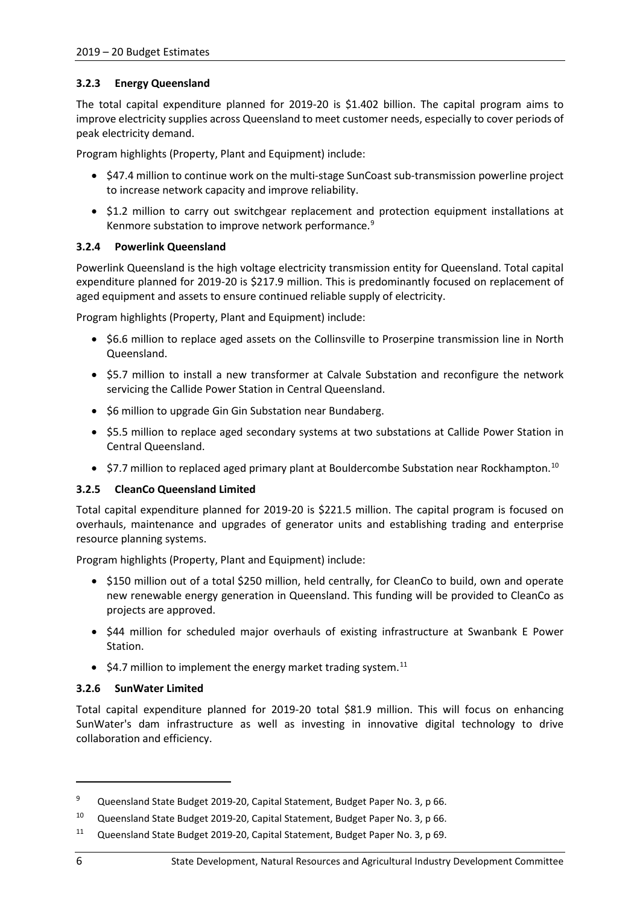### 3.2.3 Energy Queensland

The total capital expenditure planned for 2019-20 is $1.402 billion. The capital program aims to improve electricity supplies across Queensland to meet customer needs, especially to cover periods of peak electricity demand.

Program highlights (Property, Plant and Equipment) include:

- $47.4 million to continue work on the multi-stage SunCoast sub-transmission powerline project to increase network capacity and improve reliability.
- $1.2 million to carry out switchgear replacement and protection equipment installations at Kenmore substation to improve network performance.[9]

### 3.2.4 Powerlink Queensland

Powerlink Queensland is the high voltage electricity transmission entity for Queensland. Total capital expenditure planned for 2019-20 is $217.9 million. This is predominantly focused on replacement of aged equipment and assets to ensure continued reliable supply of electricity.

Program highlights (Property, Plant and Equipment) include:

- $6.6 million to replace aged assets on the Collinsville to Proserpine transmission line in North Queensland.
- $5.7 million to install a new transformer at Calvale Substation and reconfigure the network servicing the Callide Power Station in Central Queensland.
- $6 million to upgrade Gin Gin Substation near Bundaberg.
- $5.5 million to replace aged secondary systems at two substations at Callide Power Station in Central Queensland.
- $7.7 million to replaced aged primary plant at Bouldercombe Substation near Rockhampton.[10]

### 3.2.5 CleanCo Queensland Limited

Total capital expenditure planned for 2019-20 is $221.5 million. The capital program is focused on overhauls, maintenance and upgrades of generator units and establishing trading and enterprise resource planning systems.

Program highlights (Property, Plant and Equipment) include:

- $150 million out of a total $250 million, held centrally, for CleanCo to build, own and operate new renewable energy generation in Queensland. This funding will be provided to CleanCo as projects are approved.
- $44 million for scheduled major overhauls of existing infrastructure at Swanbank E Power Station.
- $4.7 million to implement the energy market trading system.[11]

### 3.2.6 SunWater Limited

Total capital expenditure planned for 2019-20 total $81.9 million. This will focus on enhancing SunWater's dam infrastructure as well as investing in innovative digital technology to drive collaboration and efficiency.

---

[9] Queensland State Budget 2019-20, Capital Statement, Budget Paper No. 3, p 66.

[10] Queensland State Budget 2019-20, Capital Statement, Budget Paper No. 3, p 66.

[11] Queensland State Budget 2019-20, Capital Statement, Budget Paper No. 3, p 69.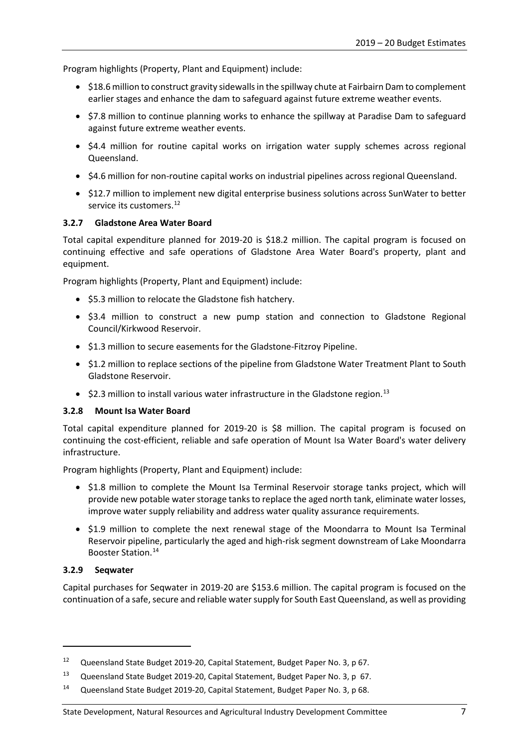Program highlights (Property, Plant and Equipment) include:

- $18.6 million to construct gravity sidewalls in the spillway chute at Fairbairn Dam to complement earlier stages and enhance the dam to safeguard against future extreme weather events.
- $7.8 million to continue planning works to enhance the spillway at Paradise Dam to safeguard against future extreme weather events.
- $4.4 million for routine capital works on irrigation water supply schemes across regional Queensland.
- $4.6 million for non-routine capital works on industrial pipelines across regional Queensland.
- $12.7 million to implement new digital enterprise business solutions across SunWater to better service its customers.[12]

### 3.2.7 Gladstone Area Water Board

Total capital expenditure planned for 2019-20 is $18.2 million. The capital program is focused on continuing effective and safe operations of Gladstone Area Water Board's property, plant and equipment.

Program highlights (Property, Plant and Equipment) include:

- $5.3 million to relocate the Gladstone fish hatchery.
- $3.4 million to construct a new pump station and connection to Gladstone Regional Council/Kirkwood Reservoir.
- $1.3 million to secure easements for the Gladstone-Fitzroy Pipeline.
- $1.2 million to replace sections of the pipeline from Gladstone Water Treatment Plant to South Gladstone Reservoir.
- $2.3 million to install various water infrastructure in the Gladstone region.[13]

### 3.2.8 Mount Isa Water Board

Total capital expenditure planned for 2019-20 is $8 million. The capital program is focused on continuing the cost-efficient, reliable and safe operation of Mount Isa Water Board's water delivery infrastructure.

Program highlights (Property, Plant and Equipment) include:

- $1.8 million to complete the Mount Isa Terminal Reservoir storage tanks project, which will provide new potable water storage tanks to replace the aged north tank, eliminate water losses, improve water supply reliability and address water quality assurance requirements.
- $1.9 million to complete the next renewal stage of the Moondarra to Mount Isa Terminal Reservoir pipeline, particularly the aged and high-risk segment downstream of Lake Moondarra Booster Station.[14]

### 3.2.9 Seqwater

Capital purchases for Seqwater in 2019-20 are $153.6 million. The capital program is focused on the continuation of a safe, secure and reliable water supply for South East Queensland, as well as providing

---

[12] Queensland State Budget 2019-20, Capital Statement, Budget Paper No. 3, p 67.

[13] Queensland State Budget 2019-20, Capital Statement, Budget Paper No. 3, p 67.

[14] Queensland State Budget 2019-20, Capital Statement, Budget Paper No. 3, p 68.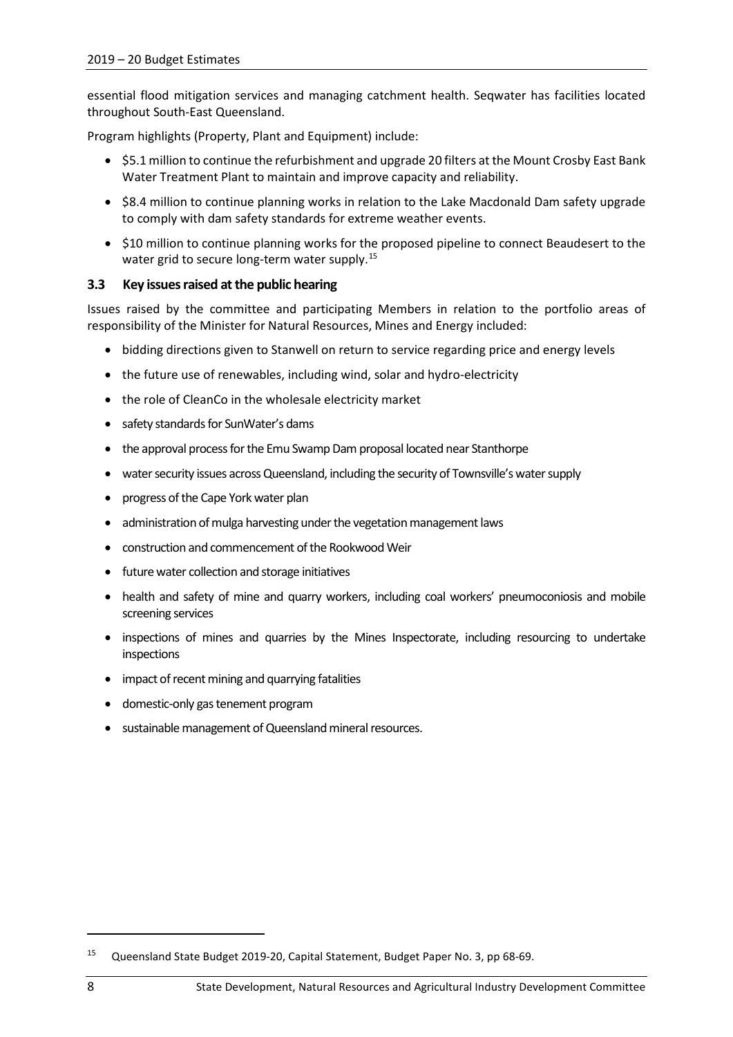essential flood mitigation services and managing catchment health. Seqwater has facilities located throughout South-East Queensland.

Program highlights (Property, Plant and Equipment) include:

- $5.1 million to continue the refurbishment and upgrade 20 filters at the Mount Crosby East Bank Water Treatment Plant to maintain and improve capacity and reliability.
- $8.4 million to continue planning works in relation to the Lake Macdonald Dam safety upgrade to comply with dam safety standards for extreme weather events.
- $10 million to continue planning works for the proposed pipeline to connect Beaudesert to the water grid to secure long-term water supply.[15]

### 3.3 Key issues raised at the public hearing

Issues raised by the committee and participating Members in relation to the portfolio areas of responsibility of the Minister for Natural Resources, Mines and Energy included:

- bidding directions given to Stanwell on return to service regarding price and energy levels
- the future use of renewables, including wind, solar and hydro-electricity
- the role of CleanCo in the wholesale electricity market
- safety standards for SunWater's dams
- the approval process for the Emu Swamp Dam proposal located near Stanthorpe
- water security issues across Queensland, including the security of Townsville's water supply
- progress of the Cape York water plan
- administration of mulga harvesting under the vegetation management laws
- construction and commencement of the Rookwood Weir
- future water collection and storage initiatives
- health and safety of mine and quarry workers, including coal workers' pneumoconiosis and mobile screening services
- inspections of mines and quarries by the Mines Inspectorate, including resourcing to undertake inspections
- impact of recent mining and quarrying fatalities
- domestic-only gas tenement program
- sustainable management of Queensland mineral resources.

---

[15] Queensland State Budget 2019-20, Capital Statement, Budget Paper No. 3, pp 68-69.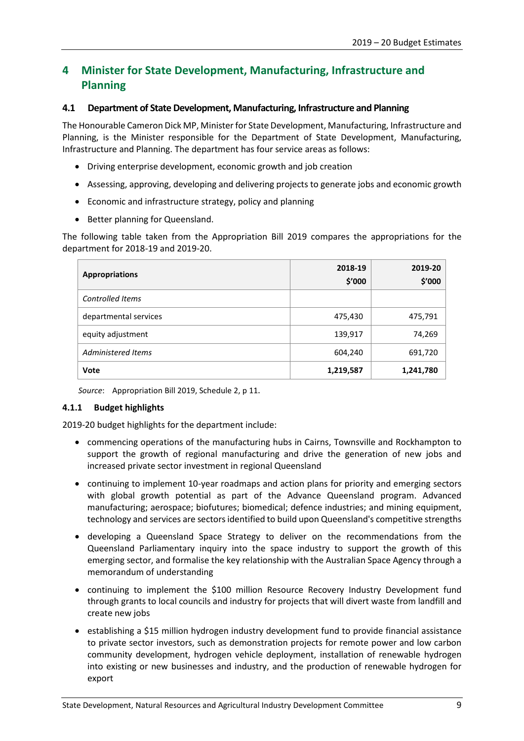# 4 Minister for State Development, Manufacturing, Infrastructure and Planning

## 4.1 Department of State Development, Manufacturing, Infrastructure and Planning

The Honourable Cameron Dick MP, Minister for State Development, Manufacturing, Infrastructure and Planning, is the Minister responsible for the Department of State Development, Manufacturing, Infrastructure and Planning. The department has four service areas as follows:

- Driving enterprise development, economic growth and job creation
- Assessing, approving, developing and delivering projects to generate jobs and economic growth
- Economic and infrastructure strategy, policy and planning
- Better planning for Queensland.

The following table taken from the Appropriation Bill 2019 compares the appropriations for the department for 2018-19 and 2019-20.

| **Appropriations** | **2018-19 $'000** | **2019-20 $'000** |
|---|---|---|
| *Controlled Items* | | |
| departmental services | 475,430 | 475,791 |
| equity adjustment | 139,917 | 74,269 |
| *Administered Items* | 604,240 | 691,720 |
| **Vote** | **1,219,587** | **1,241,780** |

*Source*: Appropriation Bill 2019, Schedule 2, p 11.

### 4.1.1 Budget highlights

2019-20 budget highlights for the department include:

- commencing operations of the manufacturing hubs in Cairns, Townsville and Rockhampton to support the growth of regional manufacturing and drive the generation of new jobs and increased private sector investment in regional Queensland
- continuing to implement 10-year roadmaps and action plans for priority and emerging sectors with global growth potential as part of the Advance Queensland program. Advanced manufacturing; aerospace; biofutures; biomedical; defence industries; and mining equipment, technology and services are sectors identified to build upon Queensland's competitive strengths
- developing a Queensland Space Strategy to deliver on the recommendations from the Queensland Parliamentary inquiry into the space industry to support the growth of this emerging sector, and formalise the key relationship with the Australian Space Agency through a memorandum of understanding
- continuing to implement the $100 million Resource Recovery Industry Development fund through grants to local councils and industry for projects that will divert waste from landfill and create new jobs
- establishing a $15 million hydrogen industry development fund to provide financial assistance to private sector investors, such as demonstration projects for remote power and low carbon community development, hydrogen vehicle deployment, installation of renewable hydrogen into existing or new businesses and industry, and the production of renewable hydrogen for export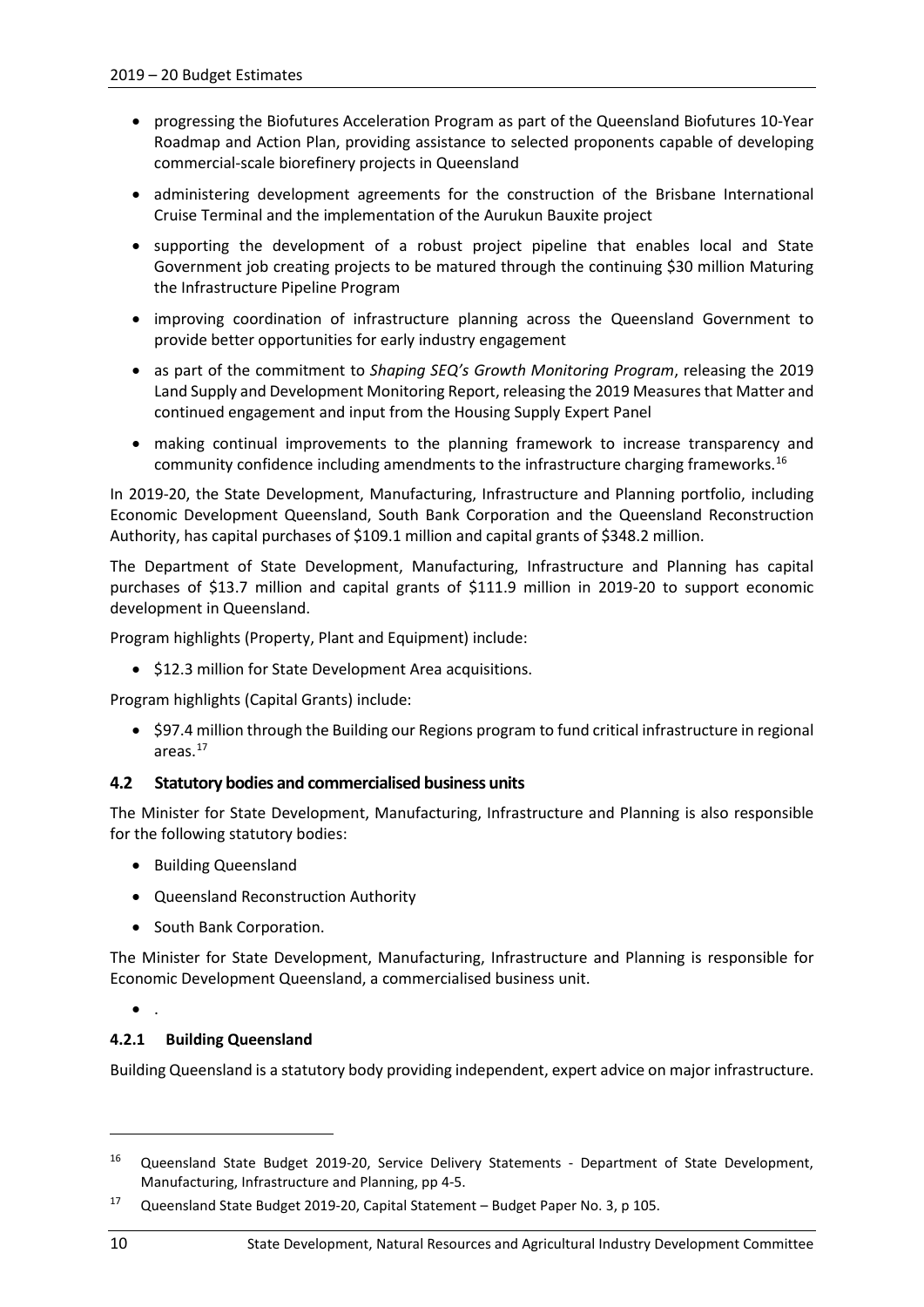- progressing the Biofutures Acceleration Program as part of the Queensland Biofutures 10-Year Roadmap and Action Plan, providing assistance to selected proponents capable of developing commercial-scale biorefinery projects in Queensland
- administering development agreements for the construction of the Brisbane International Cruise Terminal and the implementation of the Aurukun Bauxite project
- supporting the development of a robust project pipeline that enables local and State Government job creating projects to be matured through the continuing $30 million Maturing the Infrastructure Pipeline Program
- improving coordination of infrastructure planning across the Queensland Government to provide better opportunities for early industry engagement
- as part of the commitment to *Shaping SEQ's Growth Monitoring Program*, releasing the 2019 Land Supply and Development Monitoring Report, releasing the 2019 Measures that Matter and continued engagement and input from the Housing Supply Expert Panel
- making continual improvements to the planning framework to increase transparency and community confidence including amendments to the infrastructure charging frameworks.[16]

In 2019-20, the State Development, Manufacturing, Infrastructure and Planning portfolio, including Economic Development Queensland, South Bank Corporation and the Queensland Reconstruction Authority, has capital purchases of $109.1 million and capital grants of $348.2 million.

The Department of State Development, Manufacturing, Infrastructure and Planning has capital purchases of $13.7 million and capital grants of $111.9 million in 2019-20 to support economic development in Queensland.

Program highlights (Property, Plant and Equipment) include:

- $12.3 million for State Development Area acquisitions.

Program highlights (Capital Grants) include:

- $97.4 million through the Building our Regions program to fund critical infrastructure in regional areas.[17]

### 4.2 Statutory bodies and commercialised business units

The Minister for State Development, Manufacturing, Infrastructure and Planning is also responsible for the following statutory bodies:

- Building Queensland
- Queensland Reconstruction Authority
- South Bank Corporation.

The Minister for State Development, Manufacturing, Infrastructure and Planning is responsible for Economic Development Queensland, a commercialised business unit.

- .

#### 4.2.1 Building Queensland

Building Queensland is a statutory body providing independent, expert advice on major infrastructure.

---

[16] Queensland State Budget 2019-20, Service Delivery Statements - Department of State Development, Manufacturing, Infrastructure and Planning, pp 4-5.

[17] Queensland State Budget 2019-20, Capital Statement – Budget Paper No. 3, p 105.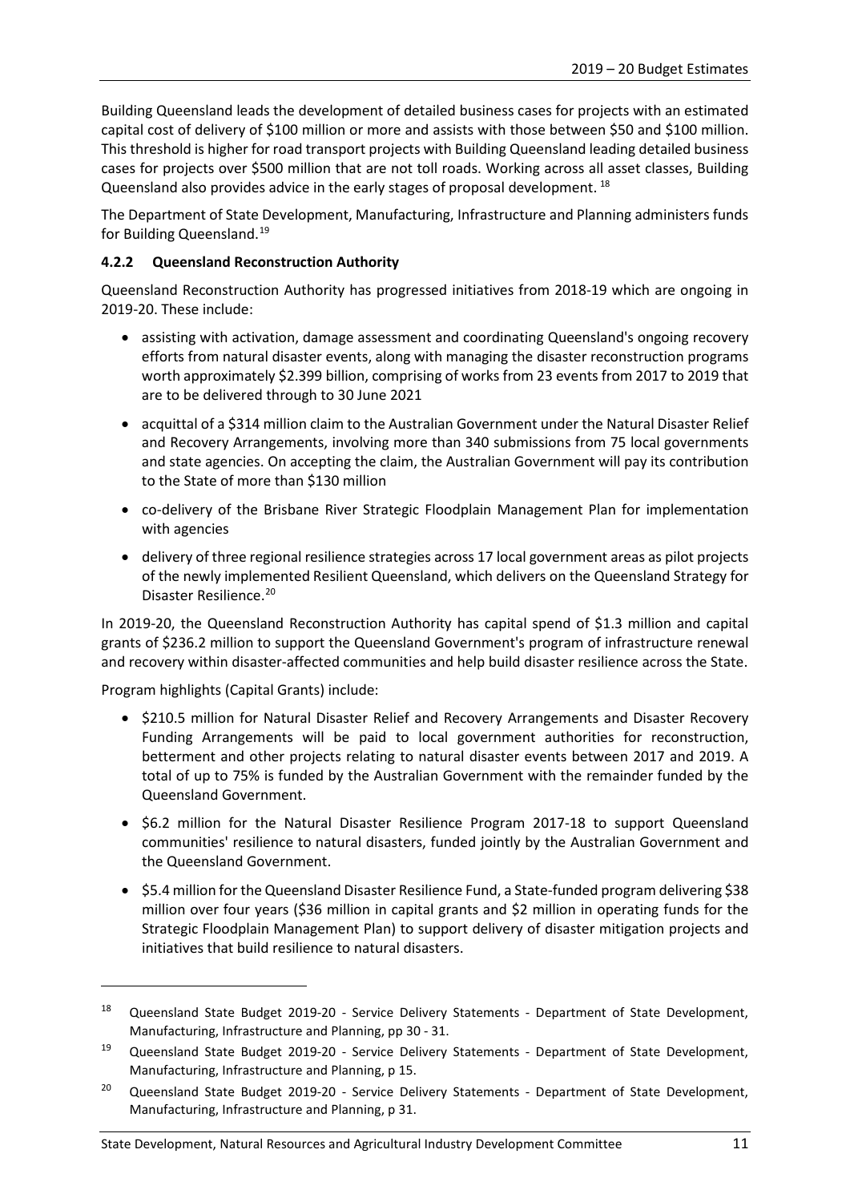Building Queensland leads the development of detailed business cases for projects with an estimated capital cost of delivery of $100 million or more and assists with those between $50 and $100 million. This threshold is higher for road transport projects with Building Queensland leading detailed business cases for projects over $500 million that are not toll roads. Working across all asset classes, Building Queensland also provides advice in the early stages of proposal development. [18]

The Department of State Development, Manufacturing, Infrastructure and Planning administers funds for Building Queensland.[19]

#### 4.2.2 Queensland Reconstruction Authority

Queensland Reconstruction Authority has progressed initiatives from 2018-19 which are ongoing in 2019-20. These include:

- assisting with activation, damage assessment and coordinating Queensland's ongoing recovery efforts from natural disaster events, along with managing the disaster reconstruction programs worth approximately $2.399 billion, comprising of works from 23 events from 2017 to 2019 that are to be delivered through to 30 June 2021
- acquittal of a $314 million claim to the Australian Government under the Natural Disaster Relief and Recovery Arrangements, involving more than 340 submissions from 75 local governments and state agencies. On accepting the claim, the Australian Government will pay its contribution to the State of more than $130 million
- co-delivery of the Brisbane River Strategic Floodplain Management Plan for implementation with agencies
- delivery of three regional resilience strategies across 17 local government areas as pilot projects of the newly implemented Resilient Queensland, which delivers on the Queensland Strategy for Disaster Resilience.[20]

In 2019-20, the Queensland Reconstruction Authority has capital spend of $1.3 million and capital grants of $236.2 million to support the Queensland Government's program of infrastructure renewal and recovery within disaster-affected communities and help build disaster resilience across the State.

Program highlights (Capital Grants) include:

- $210.5 million for Natural Disaster Relief and Recovery Arrangements and Disaster Recovery Funding Arrangements will be paid to local government authorities for reconstruction, betterment and other projects relating to natural disaster events between 2017 and 2019. A total of up to 75% is funded by the Australian Government with the remainder funded by the Queensland Government.
- $6.2 million for the Natural Disaster Resilience Program 2017-18 to support Queensland communities' resilience to natural disasters, funded jointly by the Australian Government and the Queensland Government.
- $5.4 million for the Queensland Disaster Resilience Fund, a State-funded program delivering $38 million over four years ($36 million in capital grants and $2 million in operating funds for the Strategic Floodplain Management Plan) to support delivery of disaster mitigation projects and initiatives that build resilience to natural disasters.

---

[18] Queensland State Budget 2019-20 - Service Delivery Statements - Department of State Development, Manufacturing, Infrastructure and Planning, pp 30 - 31.

[19] Queensland State Budget 2019-20 - Service Delivery Statements - Department of State Development, Manufacturing, Infrastructure and Planning, p 15.

[20] Queensland State Budget 2019-20 - Service Delivery Statements - Department of State Development, Manufacturing, Infrastructure and Planning, p 31.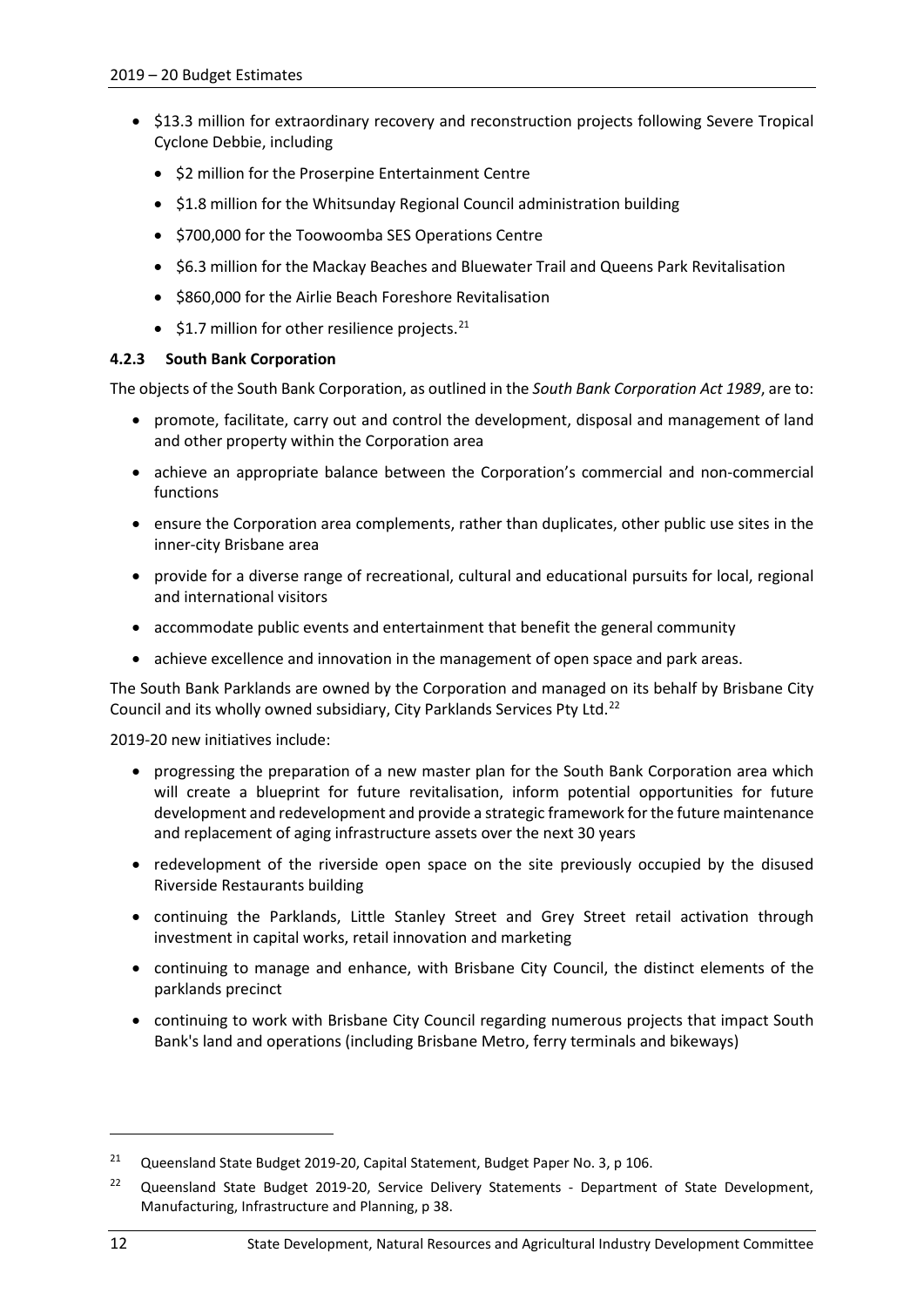- $13.3 million for extraordinary recovery and reconstruction projects following Severe Tropical Cyclone Debbie, including
  - $2 million for the Proserpine Entertainment Centre
  - $1.8 million for the Whitsunday Regional Council administration building
  - $700,000 for the Toowoomba SES Operations Centre
  - $6.3 million for the Mackay Beaches and Bluewater Trail and Queens Park Revitalisation
  - $860,000 for the Airlie Beach Foreshore Revitalisation
  - $1.7 million for other resilience projects.[21]

#### 4.2.3 South Bank Corporation

The objects of the South Bank Corporation, as outlined in the *South Bank Corporation Act 1989*, are to:

- promote, facilitate, carry out and control the development, disposal and management of land and other property within the Corporation area
- achieve an appropriate balance between the Corporation's commercial and non-commercial functions
- ensure the Corporation area complements, rather than duplicates, other public use sites in the inner-city Brisbane area
- provide for a diverse range of recreational, cultural and educational pursuits for local, regional and international visitors
- accommodate public events and entertainment that benefit the general community
- achieve excellence and innovation in the management of open space and park areas.

The South Bank Parklands are owned by the Corporation and managed on its behalf by Brisbane City Council and its wholly owned subsidiary, City Parklands Services Pty Ltd.[22]

2019-20 new initiatives include:

- progressing the preparation of a new master plan for the South Bank Corporation area which will create a blueprint for future revitalisation, inform potential opportunities for future development and redevelopment and provide a strategic framework for the future maintenance and replacement of aging infrastructure assets over the next 30 years
- redevelopment of the riverside open space on the site previously occupied by the disused Riverside Restaurants building
- continuing the Parklands, Little Stanley Street and Grey Street retail activation through investment in capital works, retail innovation and marketing
- continuing to manage and enhance, with Brisbane City Council, the distinct elements of the parklands precinct
- continuing to work with Brisbane City Council regarding numerous projects that impact South Bank's land and operations (including Brisbane Metro, ferry terminals and bikeways)

---

[21] Queensland State Budget 2019-20, Capital Statement, Budget Paper No. 3, p 106.

[22] Queensland State Budget 2019-20, Service Delivery Statements - Department of State Development, Manufacturing, Infrastructure and Planning, p 38.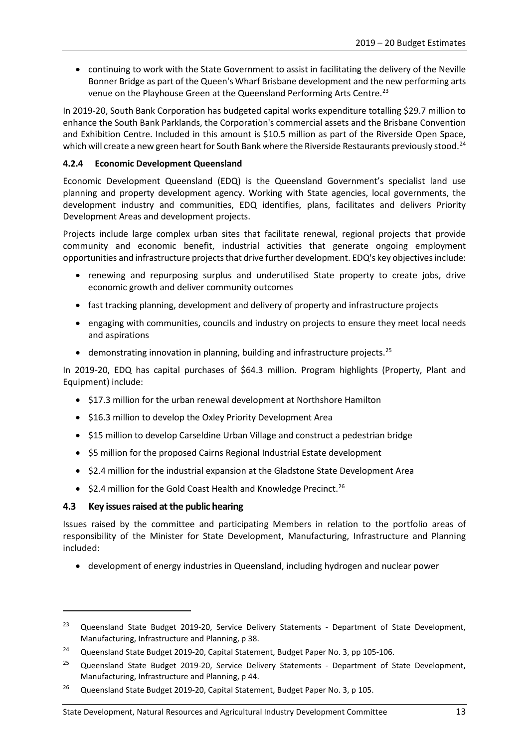- continuing to work with the State Government to assist in facilitating the delivery of the Neville Bonner Bridge as part of the Queen's Wharf Brisbane development and the new performing arts venue on the Playhouse Green at the Queensland Performing Arts Centre.[23]

In 2019-20, South Bank Corporation has budgeted capital works expenditure totalling $29.7 million to enhance the South Bank Parklands, the Corporation's commercial assets and the Brisbane Convention and Exhibition Centre. Included in this amount is $10.5 million as part of the Riverside Open Space, which will create a new green heart for South Bank where the Riverside Restaurants previously stood.[24]

#### 4.2.4 Economic Development Queensland

Economic Development Queensland (EDQ) is the Queensland Government's specialist land use planning and property development agency. Working with State agencies, local governments, the development industry and communities, EDQ identifies, plans, facilitates and delivers Priority Development Areas and development projects.

Projects include large complex urban sites that facilitate renewal, regional projects that provide community and economic benefit, industrial activities that generate ongoing employment opportunities and infrastructure projects that drive further development. EDQ's key objectives include:

- renewing and repurposing surplus and underutilised State property to create jobs, drive economic growth and deliver community outcomes
- fast tracking planning, development and delivery of property and infrastructure projects
- engaging with communities, councils and industry on projects to ensure they meet local needs and aspirations
- demonstrating innovation in planning, building and infrastructure projects.[25]

In 2019-20, EDQ has capital purchases of $64.3 million. Program highlights (Property, Plant and Equipment) include:

- $17.3 million for the urban renewal development at Northshore Hamilton
- $16.3 million to develop the Oxley Priority Development Area
- $15 million to develop Carseldine Urban Village and construct a pedestrian bridge
- $5 million for the proposed Cairns Regional Industrial Estate development
- $2.4 million for the industrial expansion at the Gladstone State Development Area
- $2.4 million for the Gold Coast Health and Knowledge Precinct.[26]

### 4.3 Key issues raised at the public hearing

Issues raised by the committee and participating Members in relation to the portfolio areas of responsibility of the Minister for State Development, Manufacturing, Infrastructure and Planning included:

- development of energy industries in Queensland, including hydrogen and nuclear power

---

[23] Queensland State Budget 2019-20, Service Delivery Statements - Department of State Development, Manufacturing, Infrastructure and Planning, p 38.

[24] Queensland State Budget 2019-20, Capital Statement, Budget Paper No. 3, pp 105-106.

[25] Queensland State Budget 2019-20, Service Delivery Statements - Department of State Development, Manufacturing, Infrastructure and Planning, p 44.

[26] Queensland State Budget 2019-20, Capital Statement, Budget Paper No. 3, p 105.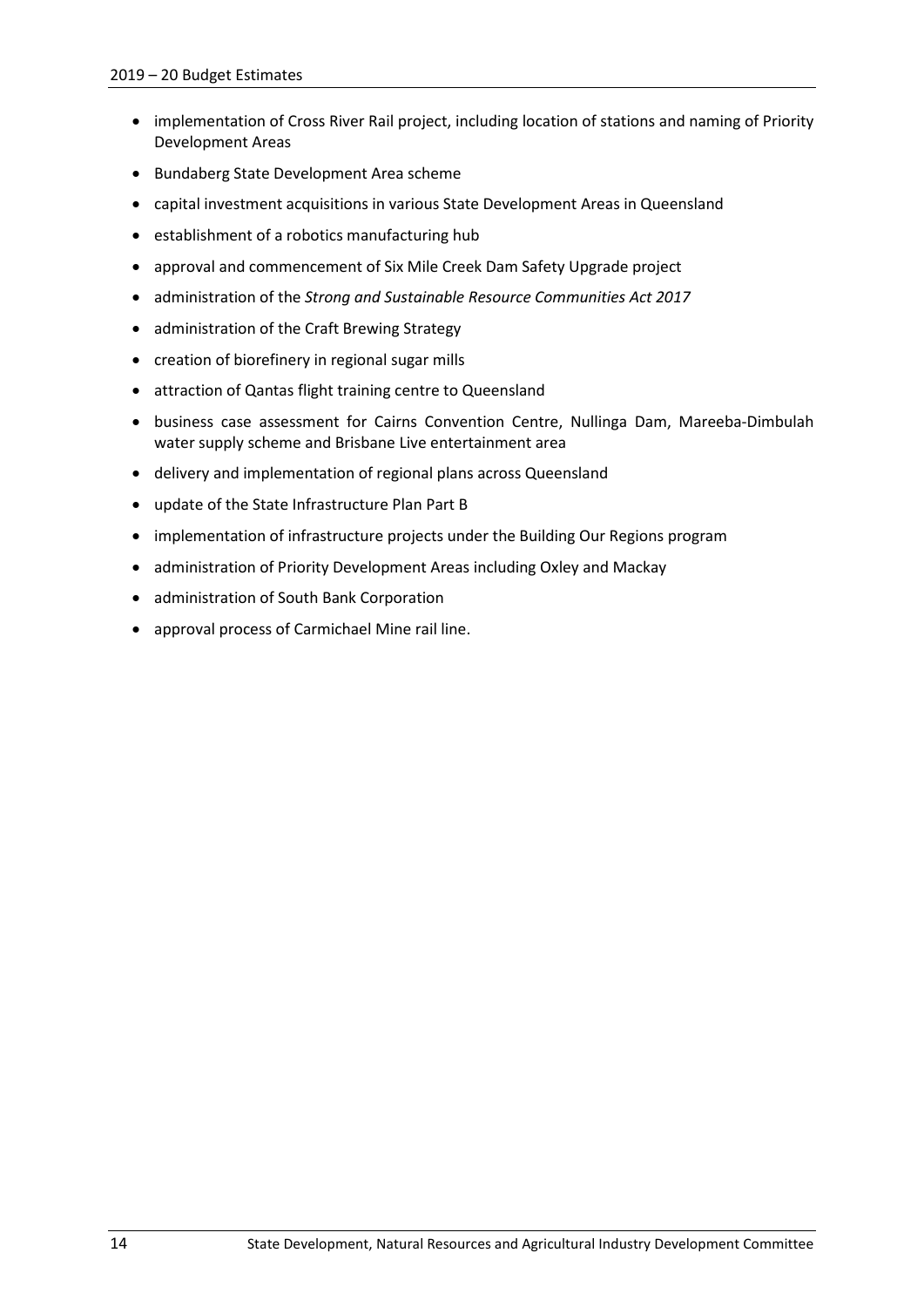- implementation of Cross River Rail project, including location of stations and naming of Priority Development Areas
- Bundaberg State Development Area scheme
- capital investment acquisitions in various State Development Areas in Queensland
- establishment of a robotics manufacturing hub
- approval and commencement of Six Mile Creek Dam Safety Upgrade project
- administration of the *Strong and Sustainable Resource Communities Act 2017*
- administration of the Craft Brewing Strategy
- creation of biorefinery in regional sugar mills
- attraction of Qantas flight training centre to Queensland
- business case assessment for Cairns Convention Centre, Nullinga Dam, Mareeba-Dimbulah water supply scheme and Brisbane Live entertainment area
- delivery and implementation of regional plans across Queensland
- update of the State Infrastructure Plan Part B
- implementation of infrastructure projects under the Building Our Regions program
- administration of Priority Development Areas including Oxley and Mackay
- administration of South Bank Corporation
- approval process of Carmichael Mine rail line.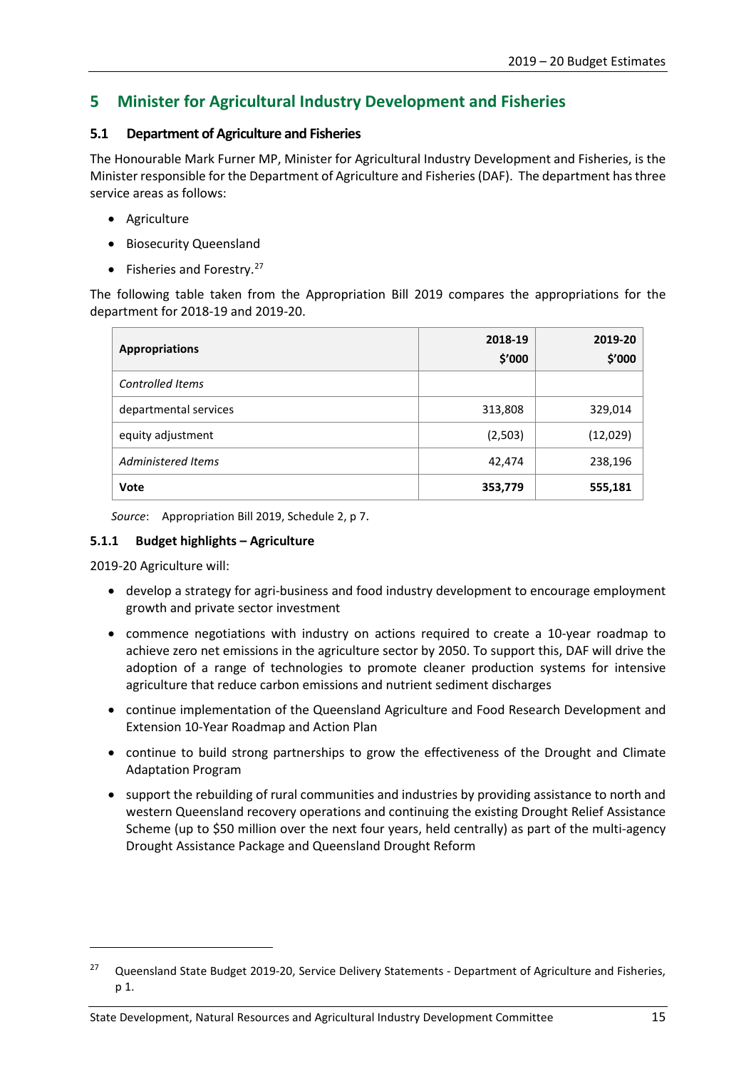# 5 Minister for Agricultural Industry Development and Fisheries

## 5.1 Department of Agriculture and Fisheries

The Honourable Mark Furner MP, Minister for Agricultural Industry Development and Fisheries, is the Minister responsible for the Department of Agriculture and Fisheries (DAF). The department has three service areas as follows:

- Agriculture
- Biosecurity Queensland
- Fisheries and Forestry.[27]

The following table taken from the Appropriation Bill 2019 compares the appropriations for the department for 2018-19 and 2019-20.

| Appropriations | 2018-19 $'000 | 2019-20 $'000 |
|---|---|---|
| *Controlled Items* | | |
| departmental services | 313,808 | 329,014 |
| equity adjustment | (2,503) | (12,029) |
| *Administered Items* | 42,474 | 238,196 |
| **Vote** | **353,779** | **555,181** |

*Source*: Appropriation Bill 2019, Schedule 2, p 7.

### 5.1.1 Budget highlights – Agriculture

2019-20 Agriculture will:

- develop a strategy for agri-business and food industry development to encourage employment growth and private sector investment
- commence negotiations with industry on actions required to create a 10-year roadmap to achieve zero net emissions in the agriculture sector by 2050. To support this, DAF will drive the adoption of a range of technologies to promote cleaner production systems for intensive agriculture that reduce carbon emissions and nutrient sediment discharges
- continue implementation of the Queensland Agriculture and Food Research Development and Extension 10-Year Roadmap and Action Plan
- continue to build strong partnerships to grow the effectiveness of the Drought and Climate Adaptation Program
- support the rebuilding of rural communities and industries by providing assistance to north and western Queensland recovery operations and continuing the existing Drought Relief Assistance Scheme (up to $50 million over the next four years, held centrally) as part of the multi-agency Drought Assistance Package and Queensland Drought Reform

[27] Queensland State Budget 2019-20, Service Delivery Statements - Department of Agriculture and Fisheries, p 1.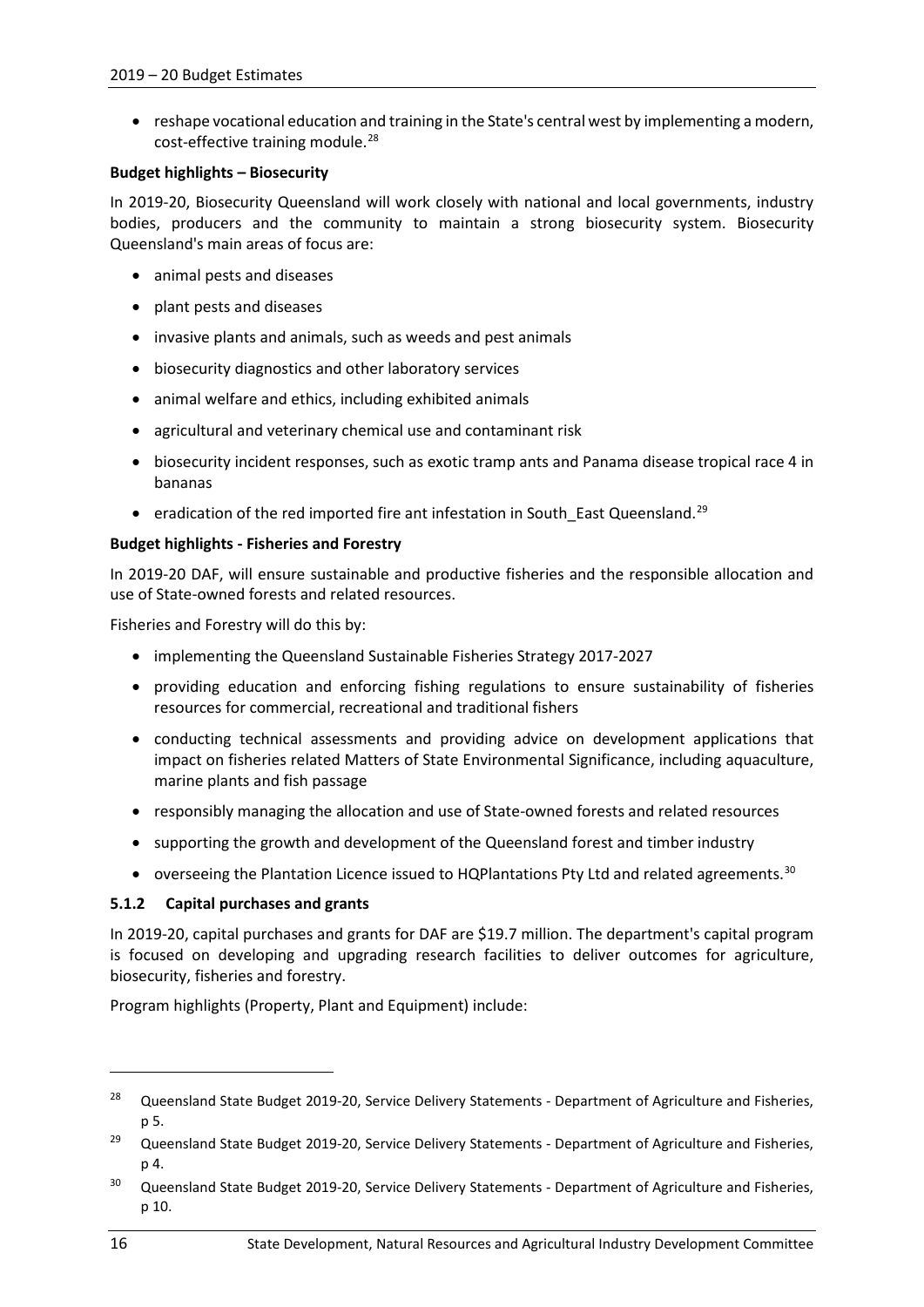- reshape vocational education and training in the State's central west by implementing a modern, cost-effective training module.[28]

**Budget highlights – Biosecurity**

In 2019-20, Biosecurity Queensland will work closely with national and local governments, industry bodies, producers and the community to maintain a strong biosecurity system. Biosecurity Queensland's main areas of focus are:

- animal pests and diseases
- plant pests and diseases
- invasive plants and animals, such as weeds and pest animals
- biosecurity diagnostics and other laboratory services
- animal welfare and ethics, including exhibited animals
- agricultural and veterinary chemical use and contaminant risk
- biosecurity incident responses, such as exotic tramp ants and Panama disease tropical race 4 in bananas
- eradication of the red imported fire ant infestation in South_East Queensland.[29]

**Budget highlights - Fisheries and Forestry**

In 2019-20 DAF, will ensure sustainable and productive fisheries and the responsible allocation and use of State-owned forests and related resources.

Fisheries and Forestry will do this by:

- implementing the Queensland Sustainable Fisheries Strategy 2017-2027
- providing education and enforcing fishing regulations to ensure sustainability of fisheries resources for commercial, recreational and traditional fishers
- conducting technical assessments and providing advice on development applications that impact on fisheries related Matters of State Environmental Significance, including aquaculture, marine plants and fish passage
- responsibly managing the allocation and use of State-owned forests and related resources
- supporting the growth and development of the Queensland forest and timber industry
- overseeing the Plantation Licence issued to HQPlantations Pty Ltd and related agreements.[30]

### 5.1.2 Capital purchases and grants

In 2019-20, capital purchases and grants for DAF are $19.7 million. The department's capital program is focused on developing and upgrading research facilities to deliver outcomes for agriculture, biosecurity, fisheries and forestry.

Program highlights (Property, Plant and Equipment) include:

---

[28] Queensland State Budget 2019-20, Service Delivery Statements - Department of Agriculture and Fisheries, p 5.

[29] Queensland State Budget 2019-20, Service Delivery Statements - Department of Agriculture and Fisheries, p 4.

[30] Queensland State Budget 2019-20, Service Delivery Statements - Department of Agriculture and Fisheries, p 10.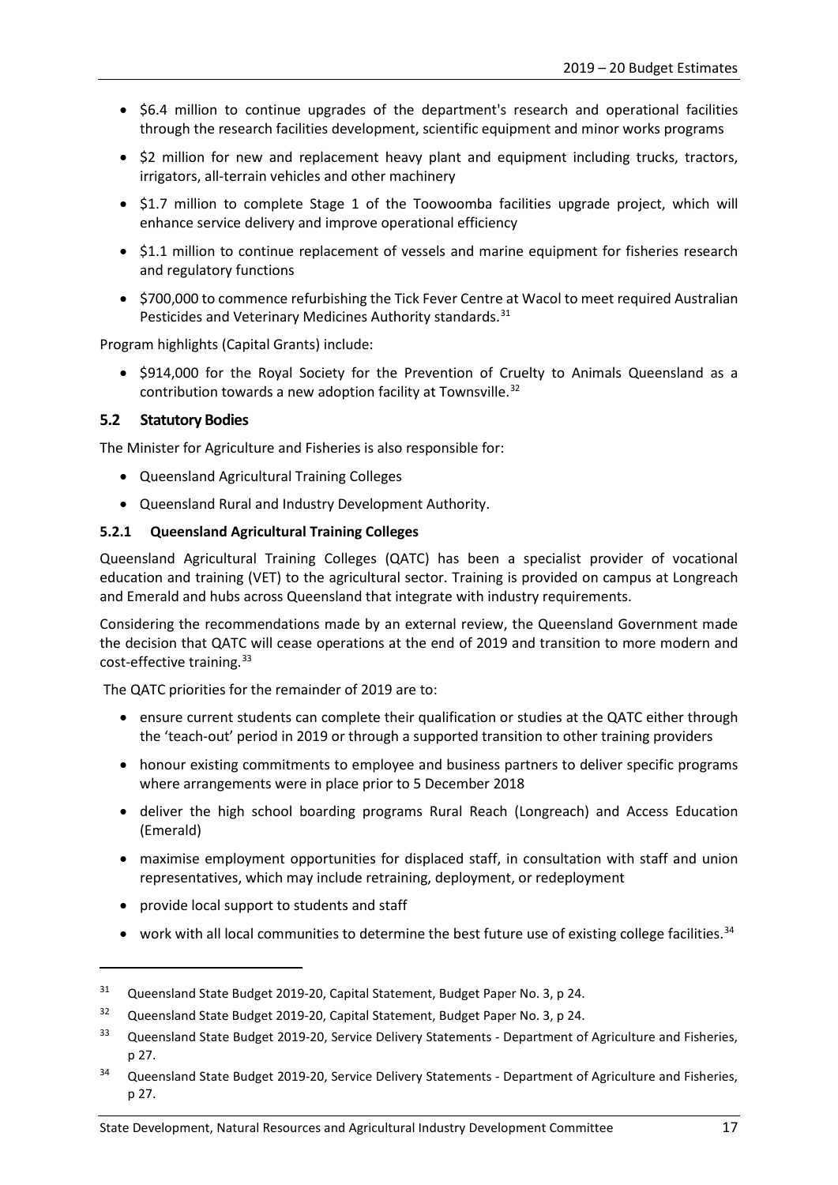- $6.4 million to continue upgrades of the department's research and operational facilities through the research facilities development, scientific equipment and minor works programs
- $2 million for new and replacement heavy plant and equipment including trucks, tractors, irrigators, all-terrain vehicles and other machinery
- $1.7 million to complete Stage 1 of the Toowoomba facilities upgrade project, which will enhance service delivery and improve operational efficiency
- $1.1 million to continue replacement of vessels and marine equipment for fisheries research and regulatory functions
- $700,000 to commence refurbishing the Tick Fever Centre at Wacol to meet required Australian Pesticides and Veterinary Medicines Authority standards.[31]

Program highlights (Capital Grants) include:

- $914,000 for the Royal Society for the Prevention of Cruelty to Animals Queensland as a contribution towards a new adoption facility at Townsville.[32]

## 5.2 Statutory Bodies

The Minister for Agriculture and Fisheries is also responsible for:

- Queensland Agricultural Training Colleges
- Queensland Rural and Industry Development Authority.

### 5.2.1 Queensland Agricultural Training Colleges

Queensland Agricultural Training Colleges (QATC) has been a specialist provider of vocational education and training (VET) to the agricultural sector. Training is provided on campus at Longreach and Emerald and hubs across Queensland that integrate with industry requirements.

Considering the recommendations made by an external review, the Queensland Government made the decision that QATC will cease operations at the end of 2019 and transition to more modern and cost-effective training.[33]

The QATC priorities for the remainder of 2019 are to:

- ensure current students can complete their qualification or studies at the QATC either through the 'teach-out' period in 2019 or through a supported transition to other training providers
- honour existing commitments to employee and business partners to deliver specific programs where arrangements were in place prior to 5 December 2018
- deliver the high school boarding programs Rural Reach (Longreach) and Access Education (Emerald)
- maximise employment opportunities for displaced staff, in consultation with staff and union representatives, which may include retraining, deployment, or redeployment
- provide local support to students and staff
- work with all local communities to determine the best future use of existing college facilities.[34]

---

[31] Queensland State Budget 2019-20, Capital Statement, Budget Paper No. 3, p 24.

[32] Queensland State Budget 2019-20, Capital Statement, Budget Paper No. 3, p 24.

[33] Queensland State Budget 2019-20, Service Delivery Statements - Department of Agriculture and Fisheries, p 27.

[34] Queensland State Budget 2019-20, Service Delivery Statements - Department of Agriculture and Fisheries, p 27.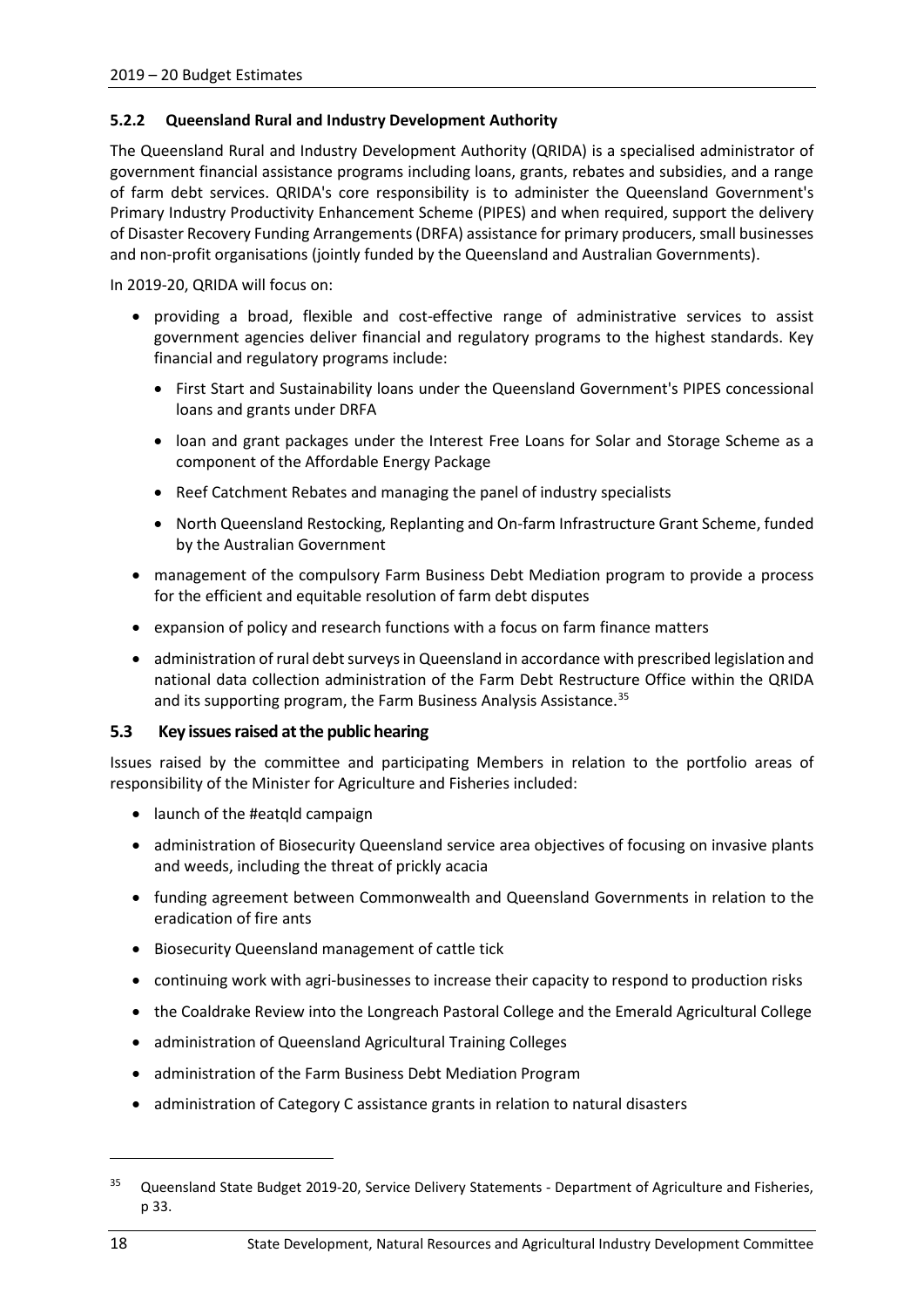### 5.2.2 Queensland Rural and Industry Development Authority

The Queensland Rural and Industry Development Authority (QRIDA) is a specialised administrator of government financial assistance programs including loans, grants, rebates and subsidies, and a range of farm debt services. QRIDA's core responsibility is to administer the Queensland Government's Primary Industry Productivity Enhancement Scheme (PIPES) and when required, support the delivery of Disaster Recovery Funding Arrangements (DRFA) assistance for primary producers, small businesses and non-profit organisations (jointly funded by the Queensland and Australian Governments).

In 2019-20, QRIDA will focus on:

- providing a broad, flexible and cost-effective range of administrative services to assist government agencies deliver financial and regulatory programs to the highest standards. Key financial and regulatory programs include:
  - First Start and Sustainability loans under the Queensland Government's PIPES concessional loans and grants under DRFA
  - loan and grant packages under the Interest Free Loans for Solar and Storage Scheme as a component of the Affordable Energy Package
  - Reef Catchment Rebates and managing the panel of industry specialists
  - North Queensland Restocking, Replanting and On-farm Infrastructure Grant Scheme, funded by the Australian Government
- management of the compulsory Farm Business Debt Mediation program to provide a process for the efficient and equitable resolution of farm debt disputes
- expansion of policy and research functions with a focus on farm finance matters
- administration of rural debt surveys in Queensland in accordance with prescribed legislation and national data collection administration of the Farm Debt Restructure Office within the QRIDA and its supporting program, the Farm Business Analysis Assistance.[35]

## 5.3 Key issues raised at the public hearing

Issues raised by the committee and participating Members in relation to the portfolio areas of responsibility of the Minister for Agriculture and Fisheries included:

- launch of the #eatqld campaign
- administration of Biosecurity Queensland service area objectives of focusing on invasive plants and weeds, including the threat of prickly acacia
- funding agreement between Commonwealth and Queensland Governments in relation to the eradication of fire ants
- Biosecurity Queensland management of cattle tick
- continuing work with agri-businesses to increase their capacity to respond to production risks
- the Coaldrake Review into the Longreach Pastoral College and the Emerald Agricultural College
- administration of Queensland Agricultural Training Colleges
- administration of the Farm Business Debt Mediation Program
- administration of Category C assistance grants in relation to natural disasters

---

[35] Queensland State Budget 2019-20, Service Delivery Statements - Department of Agriculture and Fisheries, p 33.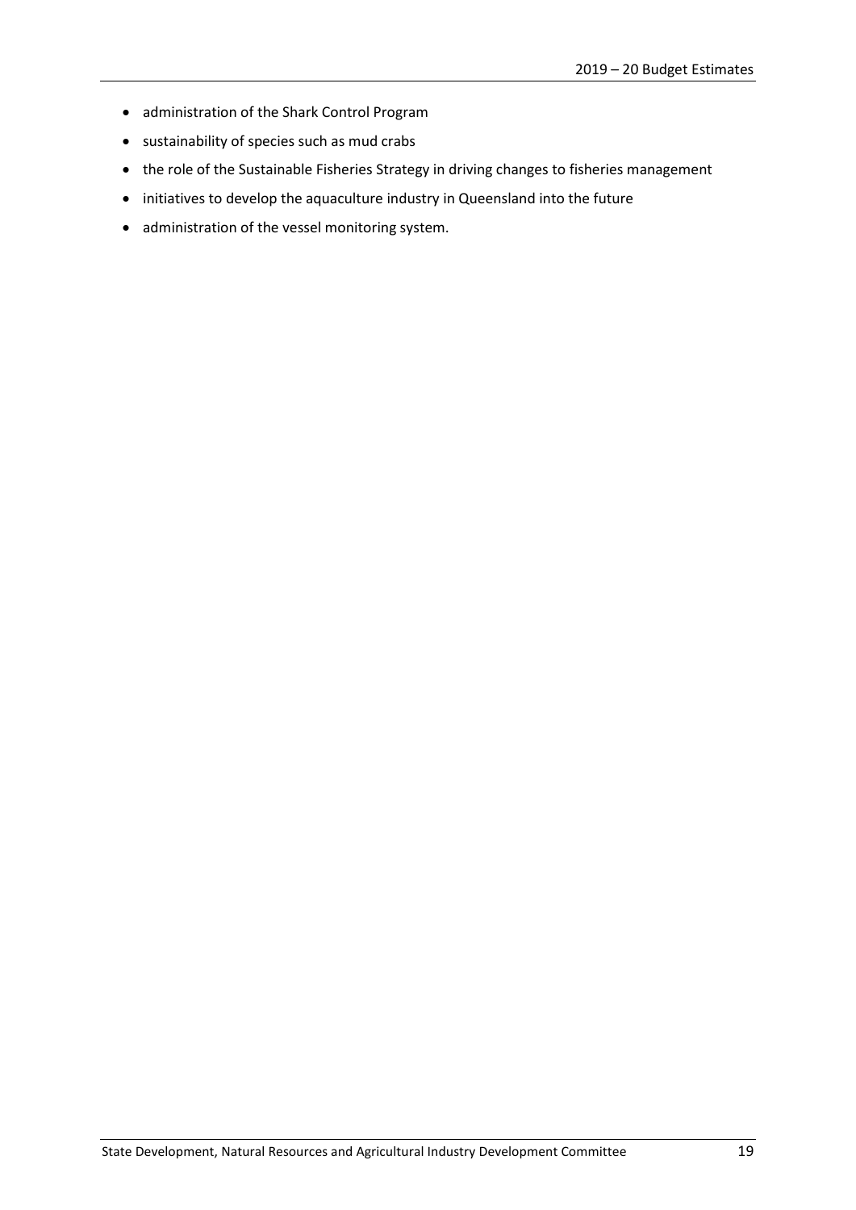- administration of the Shark Control Program
- sustainability of species such as mud crabs
- the role of the Sustainable Fisheries Strategy in driving changes to fisheries management
- initiatives to develop the aquaculture industry in Queensland into the future
- administration of the vessel monitoring system.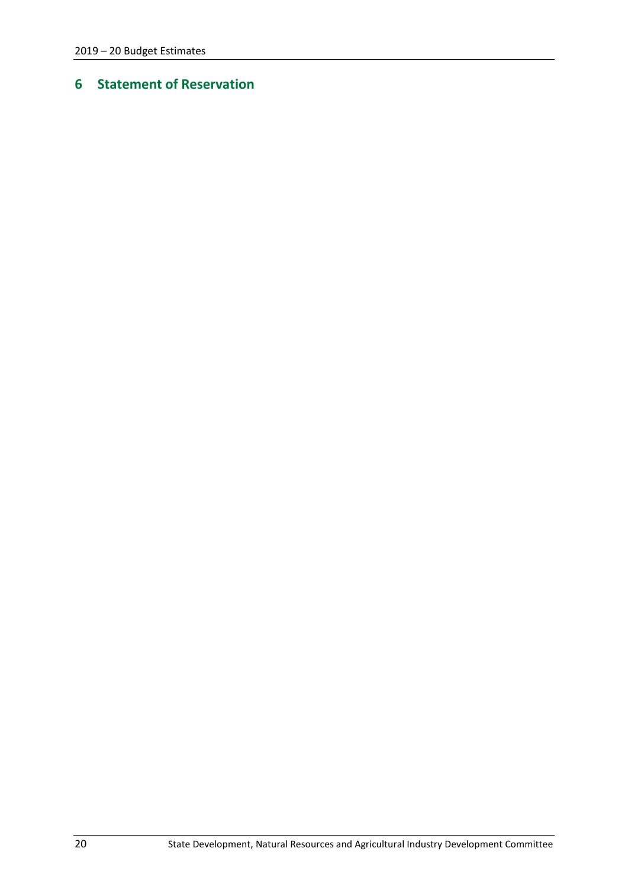# 6 Statement of Reservation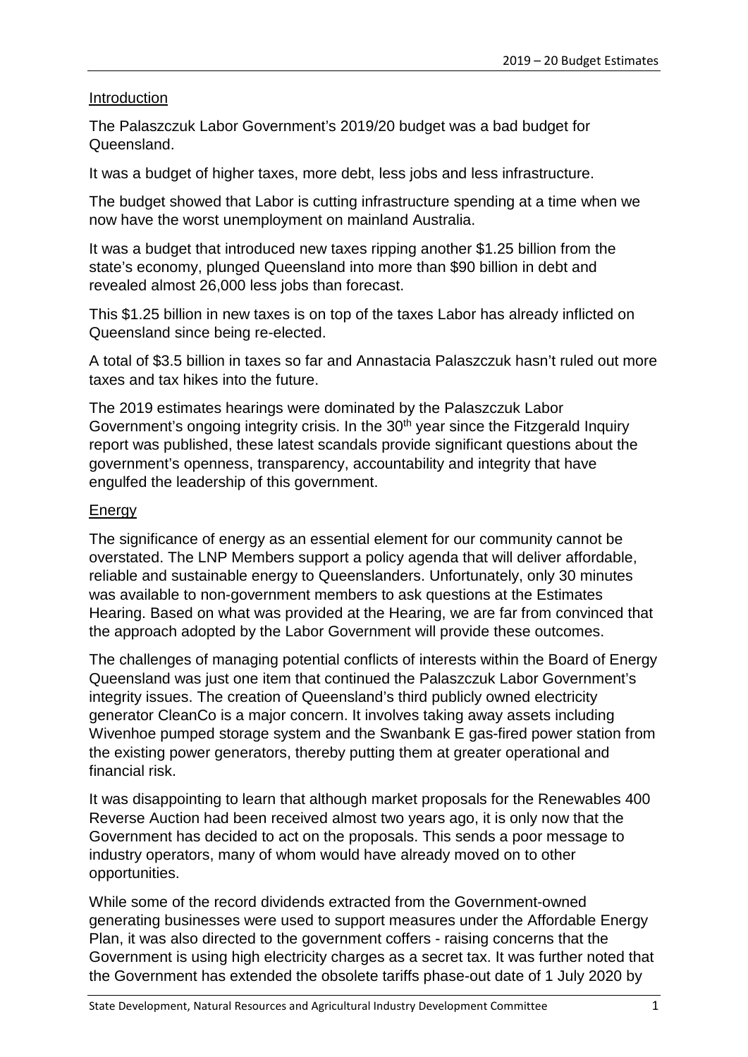## Introduction

The Palaszczuk Labor Government's 2019/20 budget was a bad budget for Queensland.

It was a budget of higher taxes, more debt, less jobs and less infrastructure.

The budget showed that Labor is cutting infrastructure spending at a time when we now have the worst unemployment on mainland Australia.

It was a budget that introduced new taxes ripping another $1.25 billion from the state's economy, plunged Queensland into more than $90 billion in debt and revealed almost 26,000 less jobs than forecast.

This $1.25 billion in new taxes is on top of the taxes Labor has already inflicted on Queensland since being re-elected.

A total of $3.5 billion in taxes so far and Annastacia Palaszczuk hasn't ruled out more taxes and tax hikes into the future.

The 2019 estimates hearings were dominated by the Palaszczuk Labor Government's ongoing integrity crisis. In the 30th year since the Fitzgerald Inquiry report was published, these latest scandals provide significant questions about the government's openness, transparency, accountability and integrity that have engulfed the leadership of this government.

## Energy

The significance of energy as an essential element for our community cannot be overstated. The LNP Members support a policy agenda that will deliver affordable, reliable and sustainable energy to Queenslanders. Unfortunately, only 30 minutes was available to non-government members to ask questions at the Estimates Hearing. Based on what was provided at the Hearing, we are far from convinced that the approach adopted by the Labor Government will provide these outcomes.

The challenges of managing potential conflicts of interests within the Board of Energy Queensland was just one item that continued the Palaszczuk Labor Government's integrity issues. The creation of Queensland's third publicly owned electricity generator CleanCo is a major concern. It involves taking away assets including Wivenhoe pumped storage system and the Swanbank E gas-fired power station from the existing power generators, thereby putting them at greater operational and financial risk.

It was disappointing to learn that although market proposals for the Renewables 400 Reverse Auction had been received almost two years ago, it is only now that the Government has decided to act on the proposals. This sends a poor message to industry operators, many of whom would have already moved on to other opportunities.

While some of the record dividends extracted from the Government-owned generating businesses were used to support measures under the Affordable Energy Plan, it was also directed to the government coffers - raising concerns that the Government is using high electricity charges as a secret tax. It was further noted that the Government has extended the obsolete tariffs phase-out date of 1 July 2020 by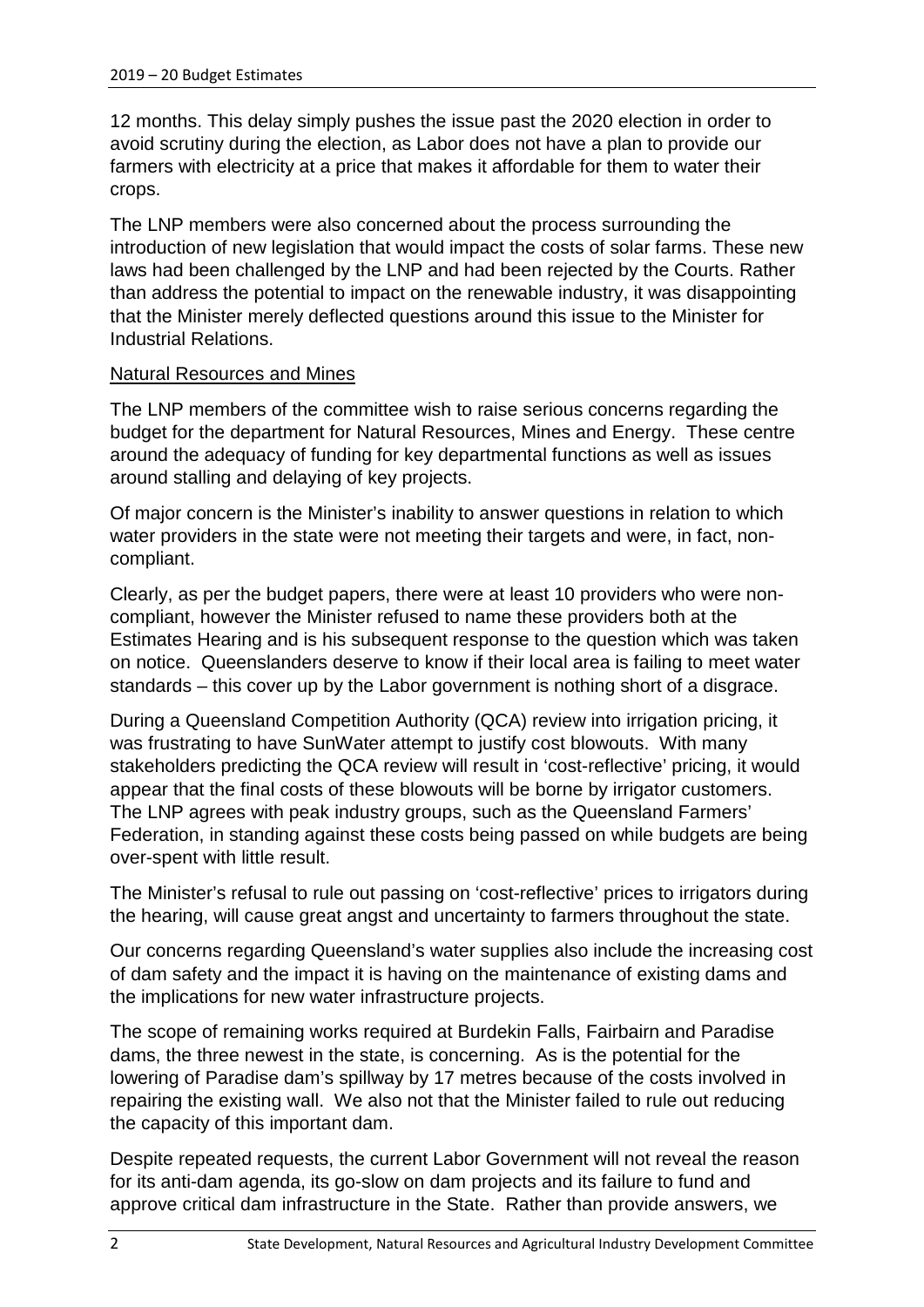12 months. This delay simply pushes the issue past the 2020 election in order to avoid scrutiny during the election, as Labor does not have a plan to provide our farmers with electricity at a price that makes it affordable for them to water their crops.

The LNP members were also concerned about the process surrounding the introduction of new legislation that would impact the costs of solar farms. These new laws had been challenged by the LNP and had been rejected by the Courts. Rather than address the potential to impact on the renewable industry, it was disappointing that the Minister merely deflected questions around this issue to the Minister for Industrial Relations.

<u>Natural Resources and Mines</u>

The LNP members of the committee wish to raise serious concerns regarding the budget for the department for Natural Resources, Mines and Energy. These centre around the adequacy of funding for key departmental functions as well as issues around stalling and delaying of key projects.

Of major concern is the Minister's inability to answer questions in relation to which water providers in the state were not meeting their targets and were, in fact, non-compliant.

Clearly, as per the budget papers, there were at least 10 providers who were non-compliant, however the Minister refused to name these providers both at the Estimates Hearing and is his subsequent response to the question which was taken on notice. Queenslanders deserve to know if their local area is failing to meet water standards – this cover up by the Labor government is nothing short of a disgrace.

During a Queensland Competition Authority (QCA) review into irrigation pricing, it was frustrating to have SunWater attempt to justify cost blowouts. With many stakeholders predicting the QCA review will result in 'cost-reflective' pricing, it would appear that the final costs of these blowouts will be borne by irrigator customers. The LNP agrees with peak industry groups, such as the Queensland Farmers' Federation, in standing against these costs being passed on while budgets are being over-spent with little result.

The Minister's refusal to rule out passing on 'cost-reflective' prices to irrigators during the hearing, will cause great angst and uncertainty to farmers throughout the state.

Our concerns regarding Queensland's water supplies also include the increasing cost of dam safety and the impact it is having on the maintenance of existing dams and the implications for new water infrastructure projects.

The scope of remaining works required at Burdekin Falls, Fairbairn and Paradise dams, the three newest in the state, is concerning. As is the potential for the lowering of Paradise dam's spillway by 17 metres because of the costs involved in repairing the existing wall. We also not that the Minister failed to rule out reducing the capacity of this important dam.

Despite repeated requests, the current Labor Government will not reveal the reason for its anti-dam agenda, its go-slow on dam projects and its failure to fund and approve critical dam infrastructure in the State. Rather than provide answers, we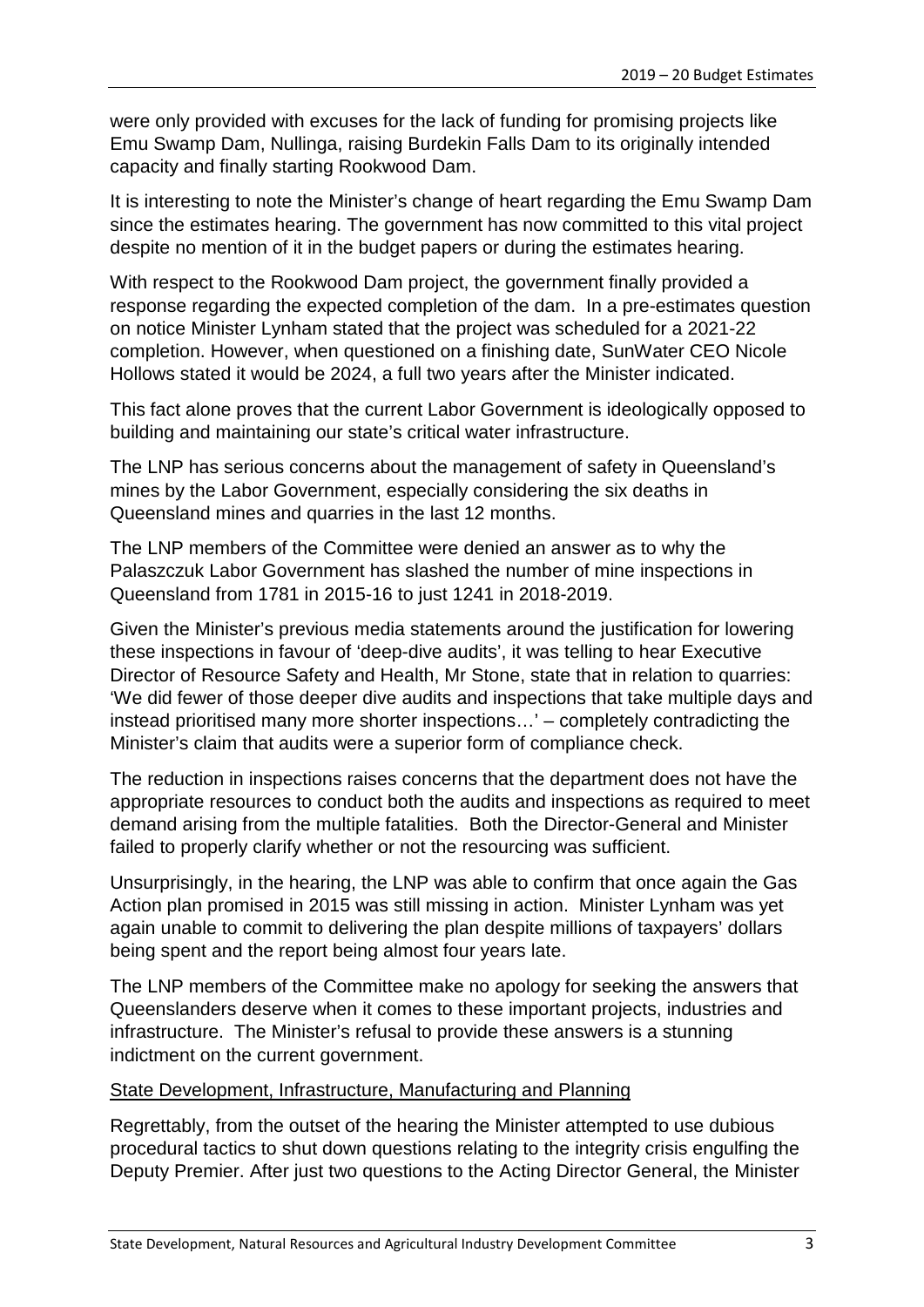were only provided with excuses for the lack of funding for promising projects like Emu Swamp Dam, Nullinga, raising Burdekin Falls Dam to its originally intended capacity and finally starting Rookwood Dam.

It is interesting to note the Minister's change of heart regarding the Emu Swamp Dam since the estimates hearing. The government has now committed to this vital project despite no mention of it in the budget papers or during the estimates hearing.

With respect to the Rookwood Dam project, the government finally provided a response regarding the expected completion of the dam. In a pre-estimates question on notice Minister Lynham stated that the project was scheduled for a 2021-22 completion. However, when questioned on a finishing date, SunWater CEO Nicole Hollows stated it would be 2024, a full two years after the Minister indicated.

This fact alone proves that the current Labor Government is ideologically opposed to building and maintaining our state's critical water infrastructure.

The LNP has serious concerns about the management of safety in Queensland's mines by the Labor Government, especially considering the six deaths in Queensland mines and quarries in the last 12 months.

The LNP members of the Committee were denied an answer as to why the Palaszczuk Labor Government has slashed the number of mine inspections in Queensland from 1781 in 2015-16 to just 1241 in 2018-2019.

Given the Minister's previous media statements around the justification for lowering these inspections in favour of 'deep-dive audits', it was telling to hear Executive Director of Resource Safety and Health, Mr Stone, state that in relation to quarries: 'We did fewer of those deeper dive audits and inspections that take multiple days and instead prioritised many more shorter inspections…' – completely contradicting the Minister's claim that audits were a superior form of compliance check.

The reduction in inspections raises concerns that the department does not have the appropriate resources to conduct both the audits and inspections as required to meet demand arising from the multiple fatalities. Both the Director-General and Minister failed to properly clarify whether or not the resourcing was sufficient.

Unsurprisingly, in the hearing, the LNP was able to confirm that once again the Gas Action plan promised in 2015 was still missing in action. Minister Lynham was yet again unable to commit to delivering the plan despite millions of taxpayers' dollars being spent and the report being almost four years late.

The LNP members of the Committee make no apology for seeking the answers that Queenslanders deserve when it comes to these important projects, industries and infrastructure. The Minister's refusal to provide these answers is a stunning indictment on the current government.

<u>State Development, Infrastructure, Manufacturing and Planning</u>

Regrettably, from the outset of the hearing the Minister attempted to use dubious procedural tactics to shut down questions relating to the integrity crisis engulfing the Deputy Premier. After just two questions to the Acting Director General, the Minister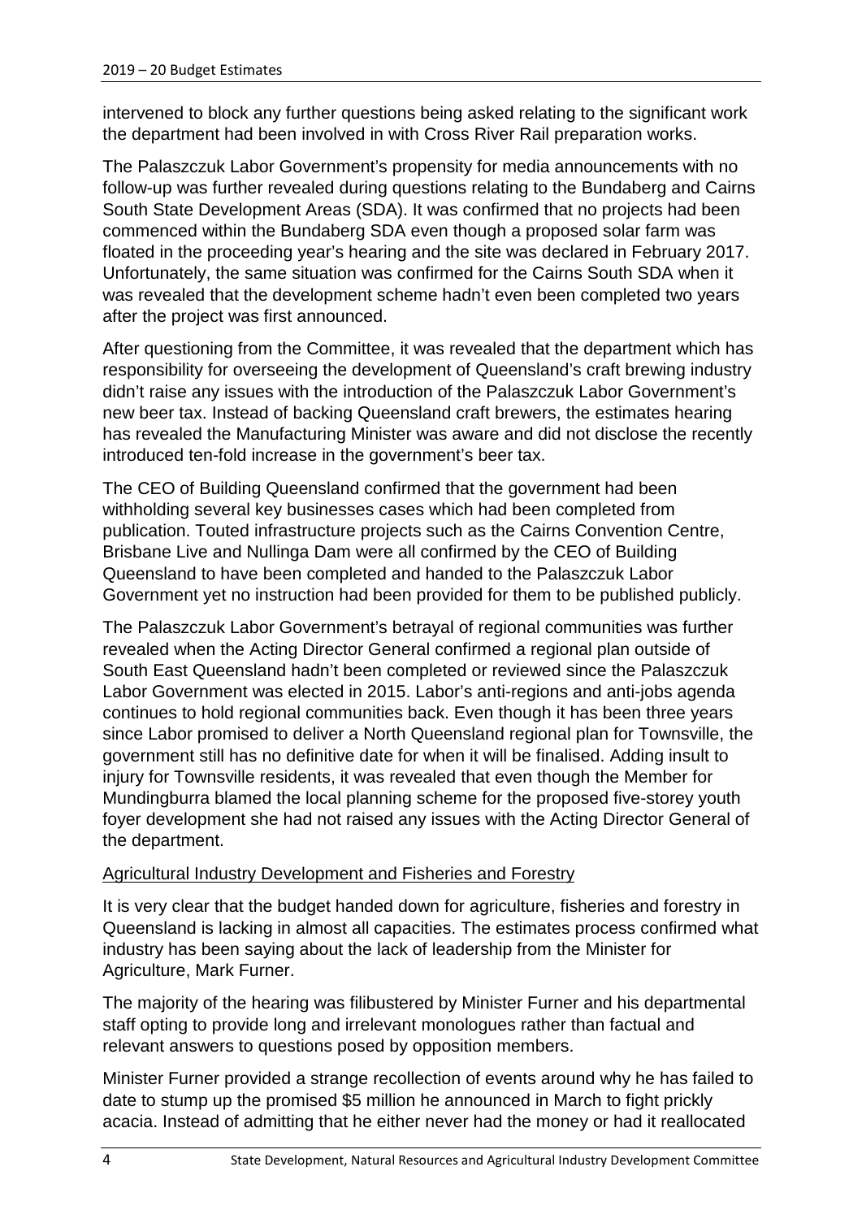intervened to block any further questions being asked relating to the significant work the department had been involved in with Cross River Rail preparation works.

The Palaszczuk Labor Government's propensity for media announcements with no follow-up was further revealed during questions relating to the Bundaberg and Cairns South State Development Areas (SDA). It was confirmed that no projects had been commenced within the Bundaberg SDA even though a proposed solar farm was floated in the proceeding year's hearing and the site was declared in February 2017. Unfortunately, the same situation was confirmed for the Cairns South SDA when it was revealed that the development scheme hadn't even been completed two years after the project was first announced.

After questioning from the Committee, it was revealed that the department which has responsibility for overseeing the development of Queensland's craft brewing industry didn't raise any issues with the introduction of the Palaszczuk Labor Government's new beer tax. Instead of backing Queensland craft brewers, the estimates hearing has revealed the Manufacturing Minister was aware and did not disclose the recently introduced ten-fold increase in the government's beer tax.

The CEO of Building Queensland confirmed that the government had been withholding several key businesses cases which had been completed from publication. Touted infrastructure projects such as the Cairns Convention Centre, Brisbane Live and Nullinga Dam were all confirmed by the CEO of Building Queensland to have been completed and handed to the Palaszczuk Labor Government yet no instruction had been provided for them to be published publicly.

The Palaszczuk Labor Government's betrayal of regional communities was further revealed when the Acting Director General confirmed a regional plan outside of South East Queensland hadn't been completed or reviewed since the Palaszczuk Labor Government was elected in 2015. Labor's anti-regions and anti-jobs agenda continues to hold regional communities back. Even though it has been three years since Labor promised to deliver a North Queensland regional plan for Townsville, the government still has no definitive date for when it will be finalised. Adding insult to injury for Townsville residents, it was revealed that even though the Member for Mundingburra blamed the local planning scheme for the proposed five-storey youth foyer development she had not raised any issues with the Acting Director General of the department.

<u>Agricultural Industry Development and Fisheries and Forestry</u>

It is very clear that the budget handed down for agriculture, fisheries and forestry in Queensland is lacking in almost all capacities. The estimates process confirmed what industry has been saying about the lack of leadership from the Minister for Agriculture, Mark Furner.

The majority of the hearing was filibustered by Minister Furner and his departmental staff opting to provide long and irrelevant monologues rather than factual and relevant answers to questions posed by opposition members.

Minister Furner provided a strange recollection of events around why he has failed to date to stump up the promised $5 million he announced in March to fight prickly acacia. Instead of admitting that he either never had the money or had it reallocated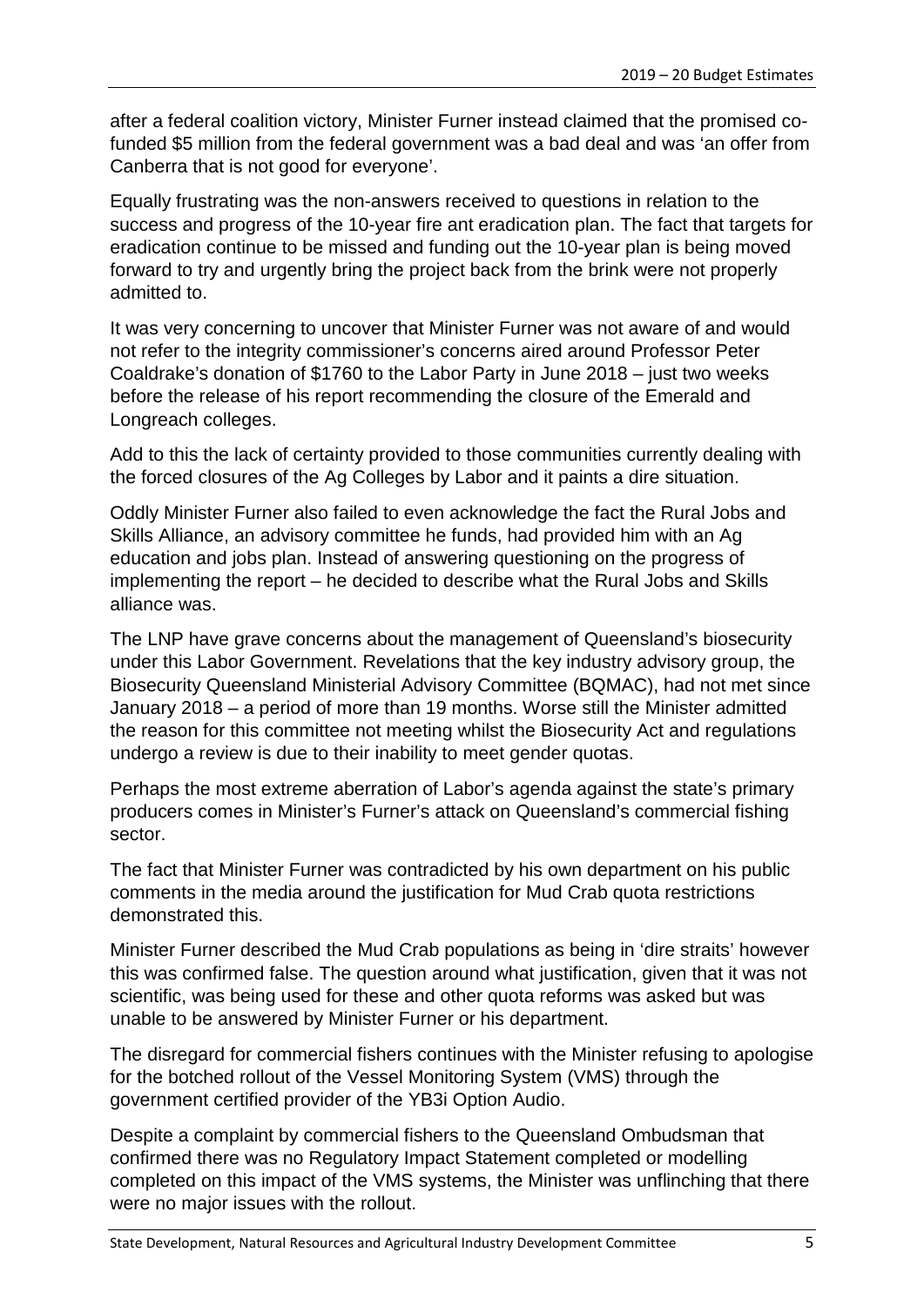after a federal coalition victory, Minister Furner instead claimed that the promised co-funded $5 million from the federal government was a bad deal and was 'an offer from Canberra that is not good for everyone'.

Equally frustrating was the non-answers received to questions in relation to the success and progress of the 10-year fire ant eradication plan. The fact that targets for eradication continue to be missed and funding out the 10-year plan is being moved forward to try and urgently bring the project back from the brink were not properly admitted to.

It was very concerning to uncover that Minister Furner was not aware of and would not refer to the integrity commissioner's concerns aired around Professor Peter Coaldrake's donation of $1760 to the Labor Party in June 2018 – just two weeks before the release of his report recommending the closure of the Emerald and Longreach colleges.

Add to this the lack of certainty provided to those communities currently dealing with the forced closures of the Ag Colleges by Labor and it paints a dire situation.

Oddly Minister Furner also failed to even acknowledge the fact the Rural Jobs and Skills Alliance, an advisory committee he funds, had provided him with an Ag education and jobs plan. Instead of answering questioning on the progress of implementing the report – he decided to describe what the Rural Jobs and Skills alliance was.

The LNP have grave concerns about the management of Queensland's biosecurity under this Labor Government. Revelations that the key industry advisory group, the Biosecurity Queensland Ministerial Advisory Committee (BQMAC), had not met since January 2018 – a period of more than 19 months. Worse still the Minister admitted the reason for this committee not meeting whilst the Biosecurity Act and regulations undergo a review is due to their inability to meet gender quotas.

Perhaps the most extreme aberration of Labor's agenda against the state's primary producers comes in Minister's Furner's attack on Queensland's commercial fishing sector.

The fact that Minister Furner was contradicted by his own department on his public comments in the media around the justification for Mud Crab quota restrictions demonstrated this.

Minister Furner described the Mud Crab populations as being in 'dire straits' however this was confirmed false. The question around what justification, given that it was not scientific, was being used for these and other quota reforms was asked but was unable to be answered by Minister Furner or his department.

The disregard for commercial fishers continues with the Minister refusing to apologise for the botched rollout of the Vessel Monitoring System (VMS) through the government certified provider of the YB3i Option Audio.

Despite a complaint by commercial fishers to the Queensland Ombudsman that confirmed there was no Regulatory Impact Statement completed or modelling completed on this impact of the VMS systems, the Minister was unflinching that there were no major issues with the rollout.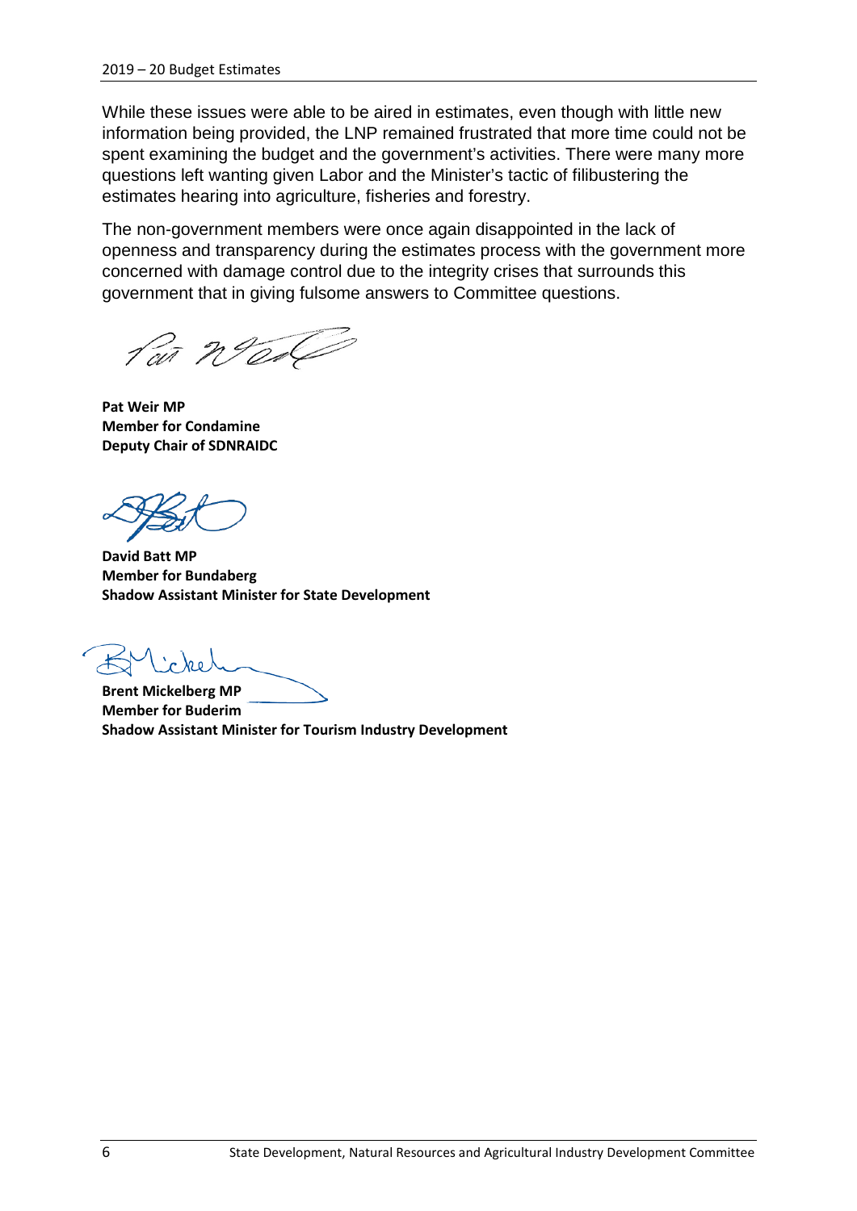While these issues were able to be aired in estimates, even though with little new information being provided, the LNP remained frustrated that more time could not be spent examining the budget and the government's activities. There were many more questions left wanting given Labor and the Minister's tactic of filibustering the estimates hearing into agriculture, fisheries and forestry.

The non-government members were once again disappointed in the lack of openness and transparency during the estimates process with the government more concerned with damage control due to the integrity crises that surrounds this government that in giving fulsome answers to Committee questions.

**Pat Weir MP**
**Member for Condamine**
**Deputy Chair of SDNRAIDC**

**David Batt MP**
**Member for Bundaberg**
**Shadow Assistant Minister for State Development**

**Brent Mickelberg MP**
**Member for Buderim**
**Shadow Assistant Minister for Tourism Industry Development**